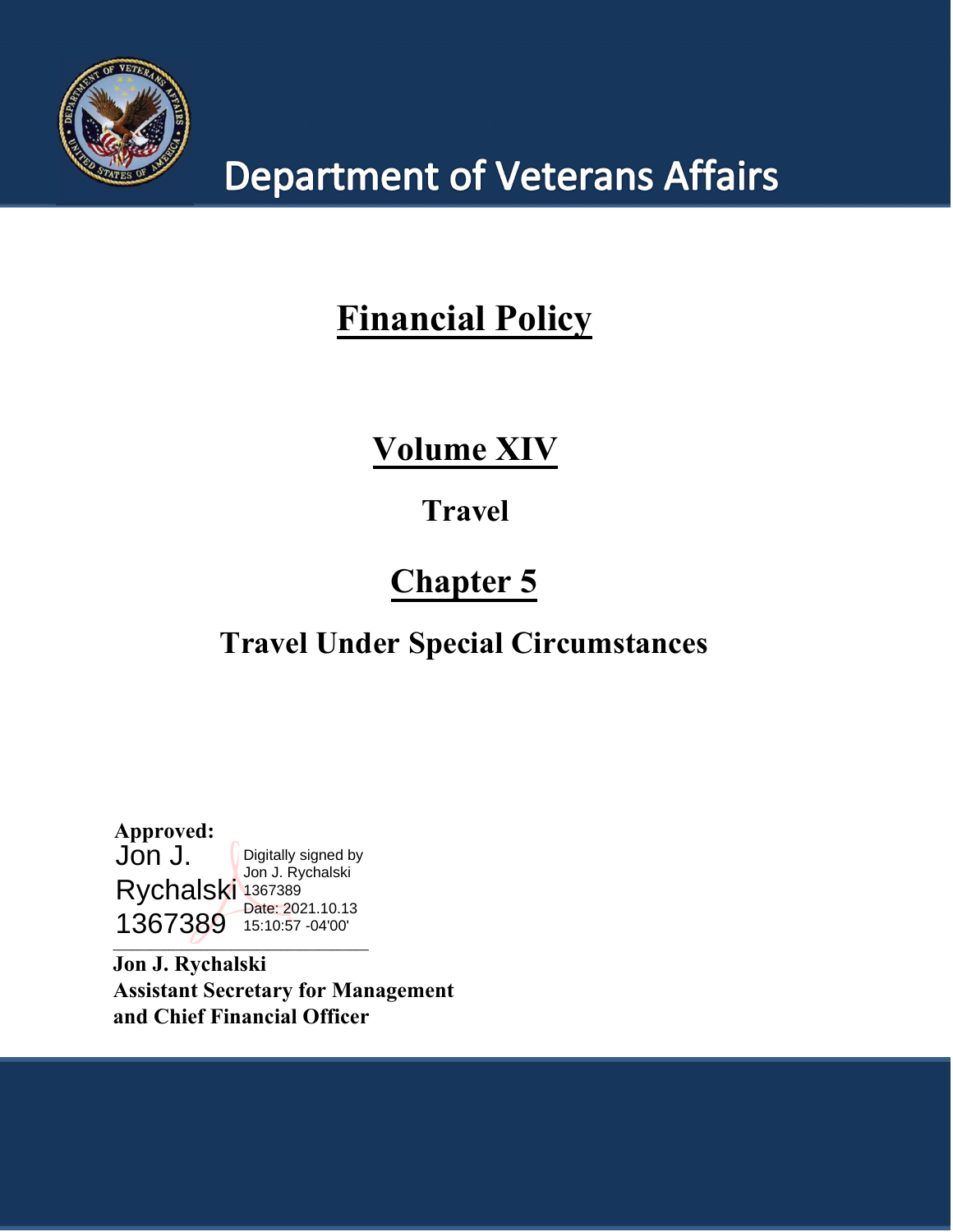# Department of Veterans Affairs

# Financial Policy

## Volume XIV

### Travel

## Chapter 5

### Travel Under Special Circumstances

**Approved:**

Jon J. Rychalski 1367389

Digitally signed by Jon J. Rychalski 1367389
Date: 2021.10.13 15:10:57 -04'00'

**Jon J. Rychalski**
**Assistant Secretary for Management and Chief Financial Officer**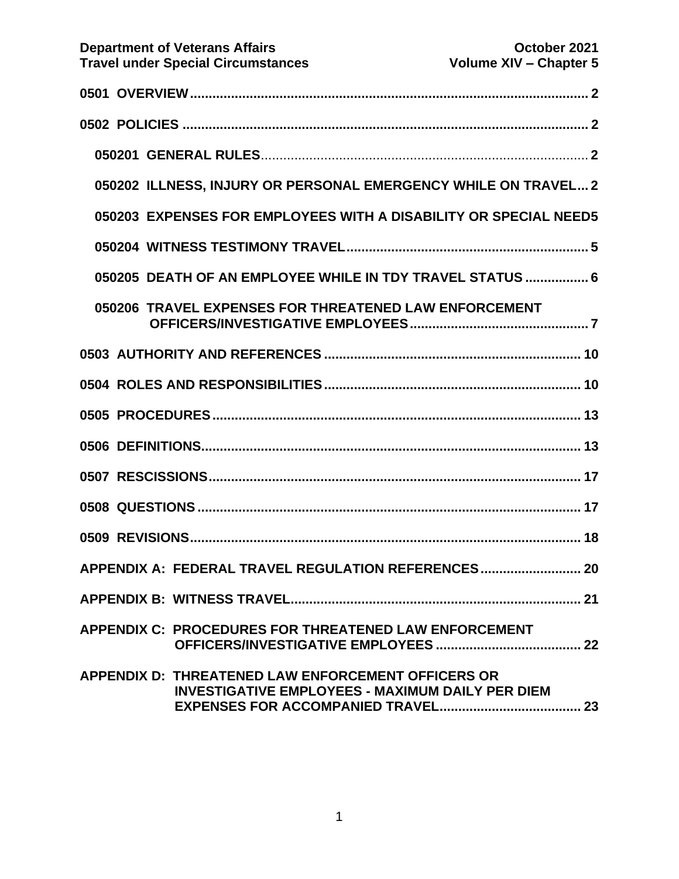0501 OVERVIEW ..... 2

0502 POLICIES ..... 2

- 050201 GENERAL RULES ..... 2
- 050202 ILLNESS, INJURY OR PERSONAL EMERGENCY WHILE ON TRAVEL ... 2
- 050203 EXPENSES FOR EMPLOYEES WITH A DISABILITY OR SPECIAL NEED 5
- 050204 WITNESS TESTIMONY TRAVEL ..... 5
- 050205 DEATH OF AN EMPLOYEE WHILE IN TDY TRAVEL STATUS ..... 6
- 050206 TRAVEL EXPENSES FOR THREATENED LAW ENFORCEMENT OFFICERS/INVESTIGATIVE EMPLOYEES ..... 7

0503 AUTHORITY AND REFERENCES ..... 10

0504 ROLES AND RESPONSIBILITIES ..... 10

0505 PROCEDURES ..... 13

0506 DEFINITIONS ..... 13

0507 RESCISSIONS ..... 17

0508 QUESTIONS ..... 17

0509 REVISIONS ..... 18

APPENDIX A: FEDERAL TRAVEL REGULATION REFERENCES ..... 20

APPENDIX B: WITNESS TRAVEL ..... 21

APPENDIX C: PROCEDURES FOR THREATENED LAW ENFORCEMENT OFFICERS/INVESTIGATIVE EMPLOYEES ..... 22

APPENDIX D: THREATENED LAW ENFORCEMENT OFFICERS OR INVESTIGATIVE EMPLOYEES - MAXIMUM DAILY PER DIEM EXPENSES FOR ACCOMPANIED TRAVEL ..... 23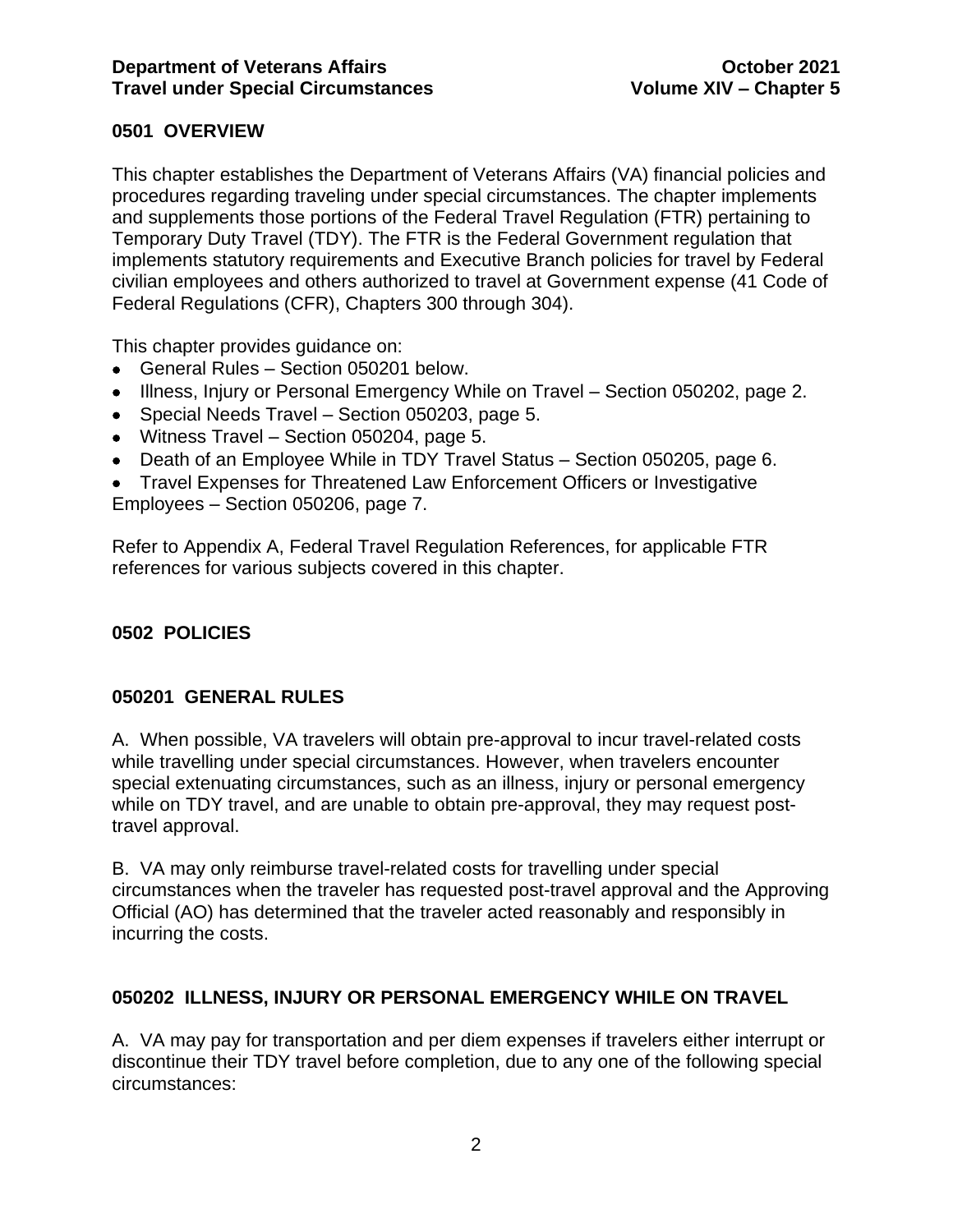## 0501 OVERVIEW

This chapter establishes the Department of Veterans Affairs (VA) financial policies and procedures regarding traveling under special circumstances. The chapter implements and supplements those portions of the Federal Travel Regulation (FTR) pertaining to Temporary Duty Travel (TDY). The FTR is the Federal Government regulation that implements statutory requirements and Executive Branch policies for travel by Federal civilian employees and others authorized to travel at Government expense (41 Code of Federal Regulations (CFR), Chapters 300 through 304).

This chapter provides guidance on:

- General Rules – Section 050201 below.
- Illness, Injury or Personal Emergency While on Travel – Section 050202, page 2.
- Special Needs Travel – Section 050203, page 5.
- Witness Travel – Section 050204, page 5.
- Death of an Employee While in TDY Travel Status – Section 050205, page 6.
- Travel Expenses for Threatened Law Enforcement Officers or Investigative Employees – Section 050206, page 7.

Refer to Appendix A, Federal Travel Regulation References, for applicable FTR references for various subjects covered in this chapter.

## 0502 POLICIES

### 050201 GENERAL RULES

A. When possible, VA travelers will obtain pre-approval to incur travel-related costs while travelling under special circumstances. However, when travelers encounter special extenuating circumstances, such as an illness, injury or personal emergency while on TDY travel, and are unable to obtain pre-approval, they may request post-travel approval.

B. VA may only reimburse travel-related costs for travelling under special circumstances when the traveler has requested post-travel approval and the Approving Official (AO) has determined that the traveler acted reasonably and responsibly in incurring the costs.

### 050202 ILLNESS, INJURY OR PERSONAL EMERGENCY WHILE ON TRAVEL

A. VA may pay for transportation and per diem expenses if travelers either interrupt or discontinue their TDY travel before completion, due to any one of the following special circumstances: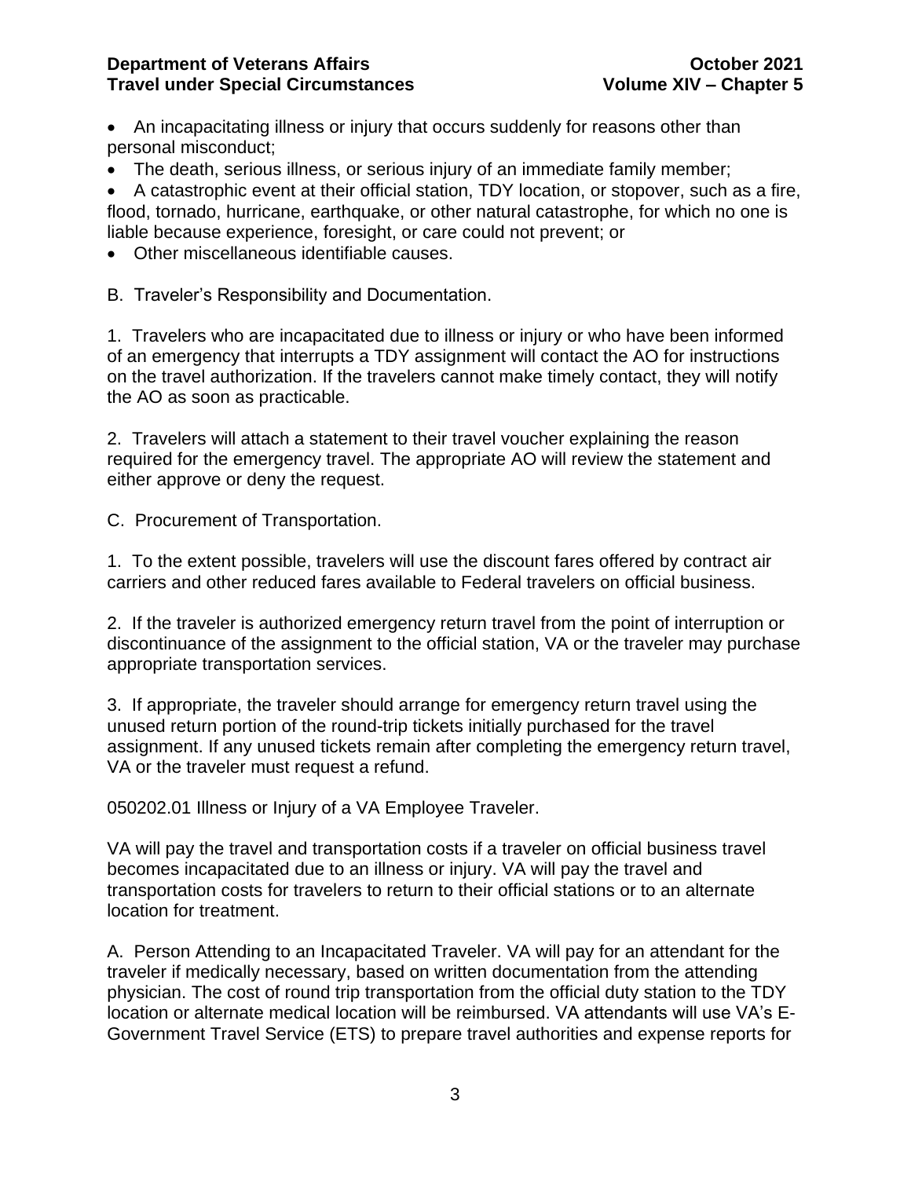- An incapacitating illness or injury that occurs suddenly for reasons other than personal misconduct;
- The death, serious illness, or serious injury of an immediate family member;
- A catastrophic event at their official station, TDY location, or stopover, such as a fire, flood, tornado, hurricane, earthquake, or other natural catastrophe, for which no one is liable because experience, foresight, or care could not prevent; or
- Other miscellaneous identifiable causes.

B. Traveler's Responsibility and Documentation.

1. Travelers who are incapacitated due to illness or injury or who have been informed of an emergency that interrupts a TDY assignment will contact the AO for instructions on the travel authorization. If the travelers cannot make timely contact, they will notify the AO as soon as practicable.

2. Travelers will attach a statement to their travel voucher explaining the reason required for the emergency travel. The appropriate AO will review the statement and either approve or deny the request.

C. Procurement of Transportation.

1. To the extent possible, travelers will use the discount fares offered by contract air carriers and other reduced fares available to Federal travelers on official business.

2. If the traveler is authorized emergency return travel from the point of interruption or discontinuance of the assignment to the official station, VA or the traveler may purchase appropriate transportation services.

3. If appropriate, the traveler should arrange for emergency return travel using the unused return portion of the round-trip tickets initially purchased for the travel assignment. If any unused tickets remain after completing the emergency return travel, VA or the traveler must request a refund.

050202.01 Illness or Injury of a VA Employee Traveler.

VA will pay the travel and transportation costs if a traveler on official business travel becomes incapacitated due to an illness or injury. VA will pay the travel and transportation costs for travelers to return to their official stations or to an alternate location for treatment.

A. Person Attending to an Incapacitated Traveler. VA will pay for an attendant for the traveler if medically necessary, based on written documentation from the attending physician. The cost of round trip transportation from the official duty station to the TDY location or alternate medical location will be reimbursed. VA attendants will use VA's E-Government Travel Service (ETS) to prepare travel authorities and expense reports for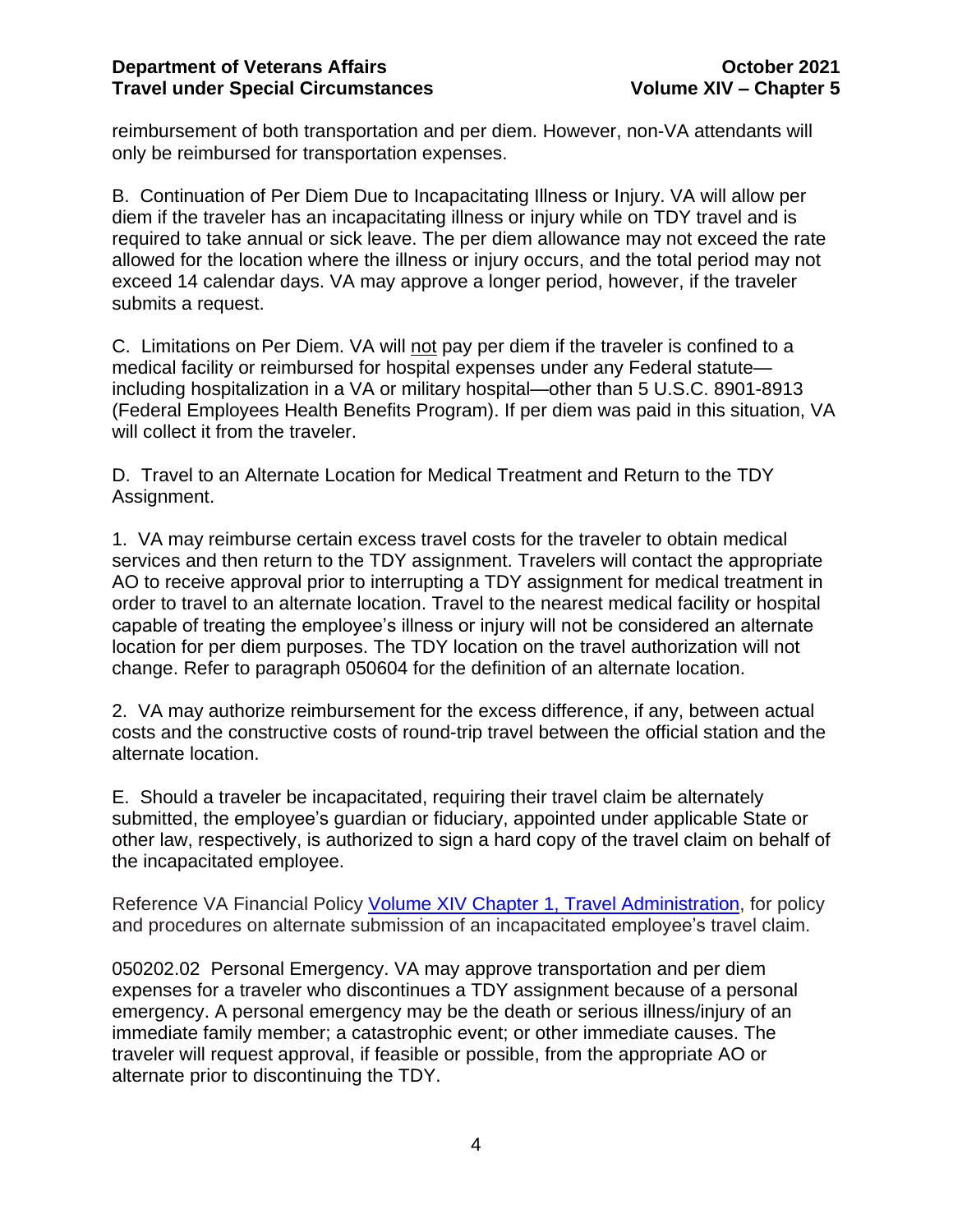reimbursement of both transportation and per diem. However, non-VA attendants will only be reimbursed for transportation expenses.

B. Continuation of Per Diem Due to Incapacitating Illness or Injury. VA will allow per diem if the traveler has an incapacitating illness or injury while on TDY travel and is required to take annual or sick leave. The per diem allowance may not exceed the rate allowed for the location where the illness or injury occurs, and the total period may not exceed 14 calendar days. VA may approve a longer period, however, if the traveler submits a request.

C. Limitations on Per Diem. VA will <u>not</u> pay per diem if the traveler is confined to a medical facility or reimbursed for hospital expenses under any Federal statute—including hospitalization in a VA or military hospital—other than 5 U.S.C. 8901-8913 (Federal Employees Health Benefits Program). If per diem was paid in this situation, VA will collect it from the traveler.

D. Travel to an Alternate Location for Medical Treatment and Return to the TDY Assignment.

1. VA may reimburse certain excess travel costs for the traveler to obtain medical services and then return to the TDY assignment. Travelers will contact the appropriate AO to receive approval prior to interrupting a TDY assignment for medical treatment in order to travel to an alternate location. Travel to the nearest medical facility or hospital capable of treating the employee's illness or injury will not be considered an alternate location for per diem purposes. The TDY location on the travel authorization will not change. Refer to paragraph 050604 for the definition of an alternate location.

2. VA may authorize reimbursement for the excess difference, if any, between actual costs and the constructive costs of round-trip travel between the official station and the alternate location.

E. Should a traveler be incapacitated, requiring their travel claim be alternately submitted, the employee's guardian or fiduciary, appointed under applicable State or other law, respectively, is authorized to sign a hard copy of the travel claim on behalf of the incapacitated employee.

Reference VA Financial Policy [Volume XIV Chapter 1, Travel Administration](), for policy and procedures on alternate submission of an incapacitated employee's travel claim.

050202.02 Personal Emergency. VA may approve transportation and per diem expenses for a traveler who discontinues a TDY assignment because of a personal emergency. A personal emergency may be the death or serious illness/injury of an immediate family member; a catastrophic event; or other immediate causes. The traveler will request approval, if feasible or possible, from the appropriate AO or alternate prior to discontinuing the TDY.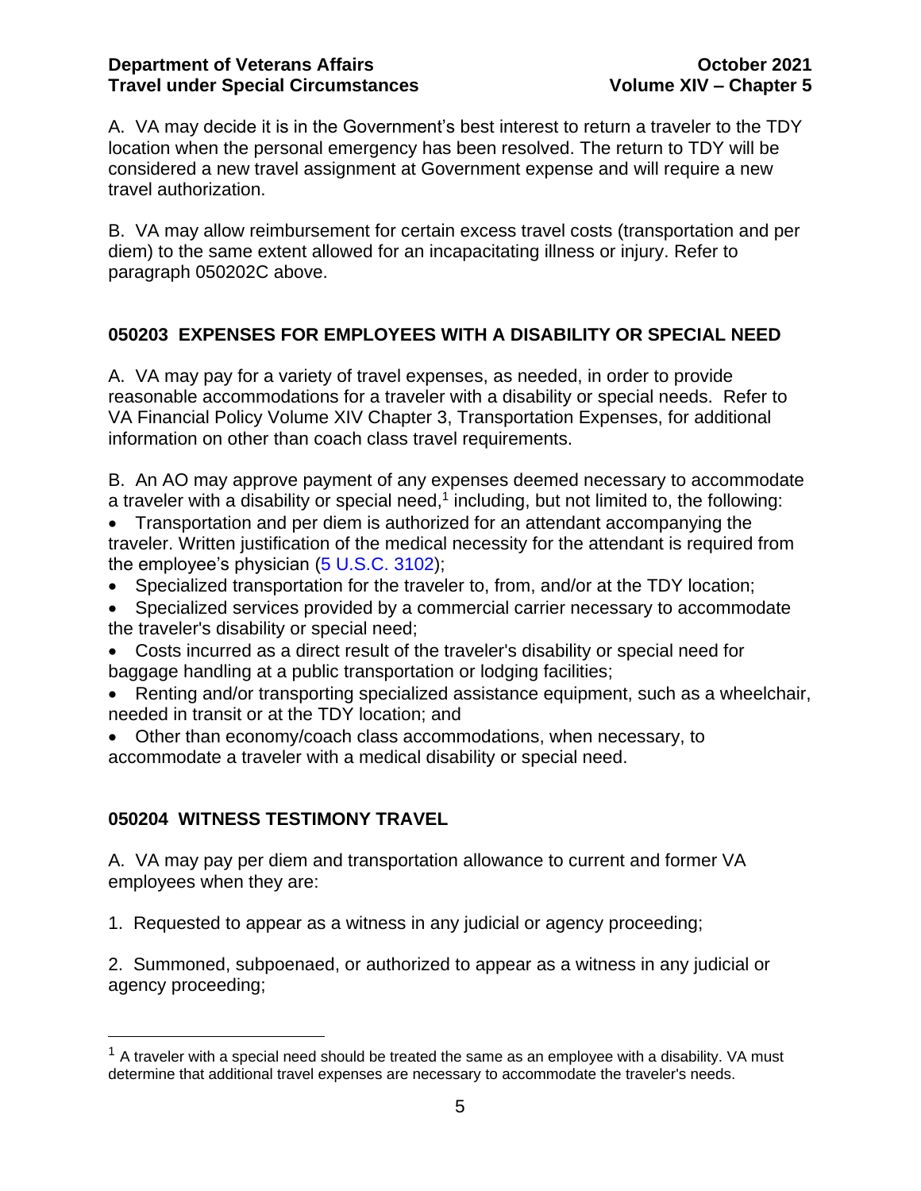A. VA may decide it is in the Government's best interest to return a traveler to the TDY location when the personal emergency has been resolved. The return to TDY will be considered a new travel assignment at Government expense and will require a new travel authorization.

B. VA may allow reimbursement for certain excess travel costs (transportation and per diem) to the same extent allowed for an incapacitating illness or injury. Refer to paragraph 050202C above.

## 050203 EXPENSES FOR EMPLOYEES WITH A DISABILITY OR SPECIAL NEED

A. VA may pay for a variety of travel expenses, as needed, in order to provide reasonable accommodations for a traveler with a disability or special needs. Refer to VA Financial Policy Volume XIV Chapter 3, Transportation Expenses, for additional information on other than coach class travel requirements.

B. An AO may approve payment of any expenses deemed necessary to accommodate a traveler with a disability or special need,[1] including, but not limited to, the following:

- Transportation and per diem is authorized for an attendant accompanying the traveler. Written justification of the medical necessity for the attendant is required from the employee's physician (5 U.S.C. 3102);
- Specialized transportation for the traveler to, from, and/or at the TDY location;
- Specialized services provided by a commercial carrier necessary to accommodate the traveler's disability or special need;
- Costs incurred as a direct result of the traveler's disability or special need for baggage handling at a public transportation or lodging facilities;
- Renting and/or transporting specialized assistance equipment, such as a wheelchair, needed in transit or at the TDY location; and
- Other than economy/coach class accommodations, when necessary, to accommodate a traveler with a medical disability or special need.

## 050204 WITNESS TESTIMONY TRAVEL

A. VA may pay per diem and transportation allowance to current and former VA employees when they are:

1. Requested to appear as a witness in any judicial or agency proceeding;

2. Summoned, subpoenaed, or authorized to appear as a witness in any judicial or agency proceeding;

---

[1] A traveler with a special need should be treated the same as an employee with a disability. VA must determine that additional travel expenses are necessary to accommodate the traveler's needs.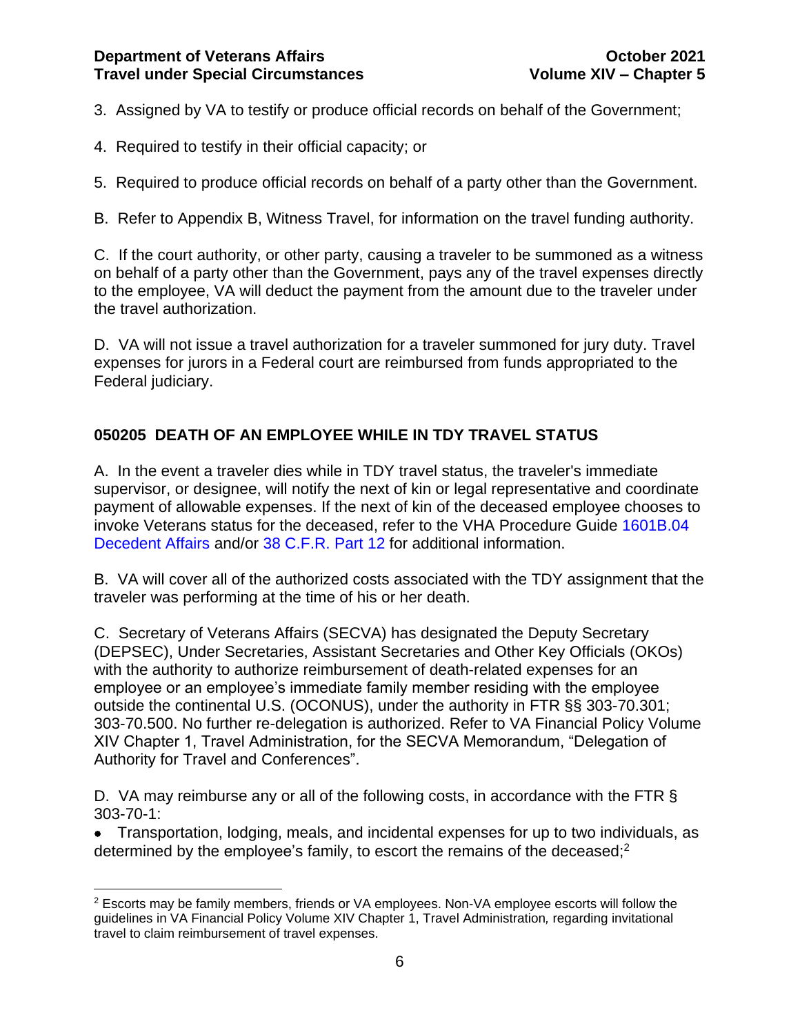3. Assigned by VA to testify or produce official records on behalf of the Government;

4. Required to testify in their official capacity; or

5. Required to produce official records on behalf of a party other than the Government.

B. Refer to Appendix B, Witness Travel, for information on the travel funding authority.

C. If the court authority, or other party, causing a traveler to be summoned as a witness on behalf of a party other than the Government, pays any of the travel expenses directly to the employee, VA will deduct the payment from the amount due to the traveler under the travel authorization.

D. VA will not issue a travel authorization for a traveler summoned for jury duty. Travel expenses for jurors in a Federal court are reimbursed from funds appropriated to the Federal judiciary.

## 050205 DEATH OF AN EMPLOYEE WHILE IN TDY TRAVEL STATUS

A. In the event a traveler dies while in TDY travel status, the traveler's immediate supervisor, or designee, will notify the next of kin or legal representative and coordinate payment of allowable expenses. If the next of kin of the deceased employee chooses to invoke Veterans status for the deceased, refer to the VHA Procedure Guide 1601B.04 Decedent Affairs and/or 38 C.F.R. Part 12 for additional information.

B. VA will cover all of the authorized costs associated with the TDY assignment that the traveler was performing at the time of his or her death.

C. Secretary of Veterans Affairs (SECVA) has designated the Deputy Secretary (DEPSEC), Under Secretaries, Assistant Secretaries and Other Key Officials (OKOs) with the authority to authorize reimbursement of death-related expenses for an employee or an employee's immediate family member residing with the employee outside the continental U.S. (OCONUS), under the authority in FTR §§ 303-70.301; 303-70.500. No further re-delegation is authorized. Refer to VA Financial Policy Volume XIV Chapter 1, Travel Administration, for the SECVA Memorandum, "Delegation of Authority for Travel and Conferences".

D. VA may reimburse any or all of the following costs, in accordance with the FTR § 303-70-1:

- Transportation, lodging, meals, and incidental expenses for up to two individuals, as determined by the employee's family, to escort the remains of the deceased;[2]

[2] Escorts may be family members, friends or VA employees. Non-VA employee escorts will follow the guidelines in VA Financial Policy Volume XIV Chapter 1, Travel Administration*,* regarding invitational travel to claim reimbursement of travel expenses.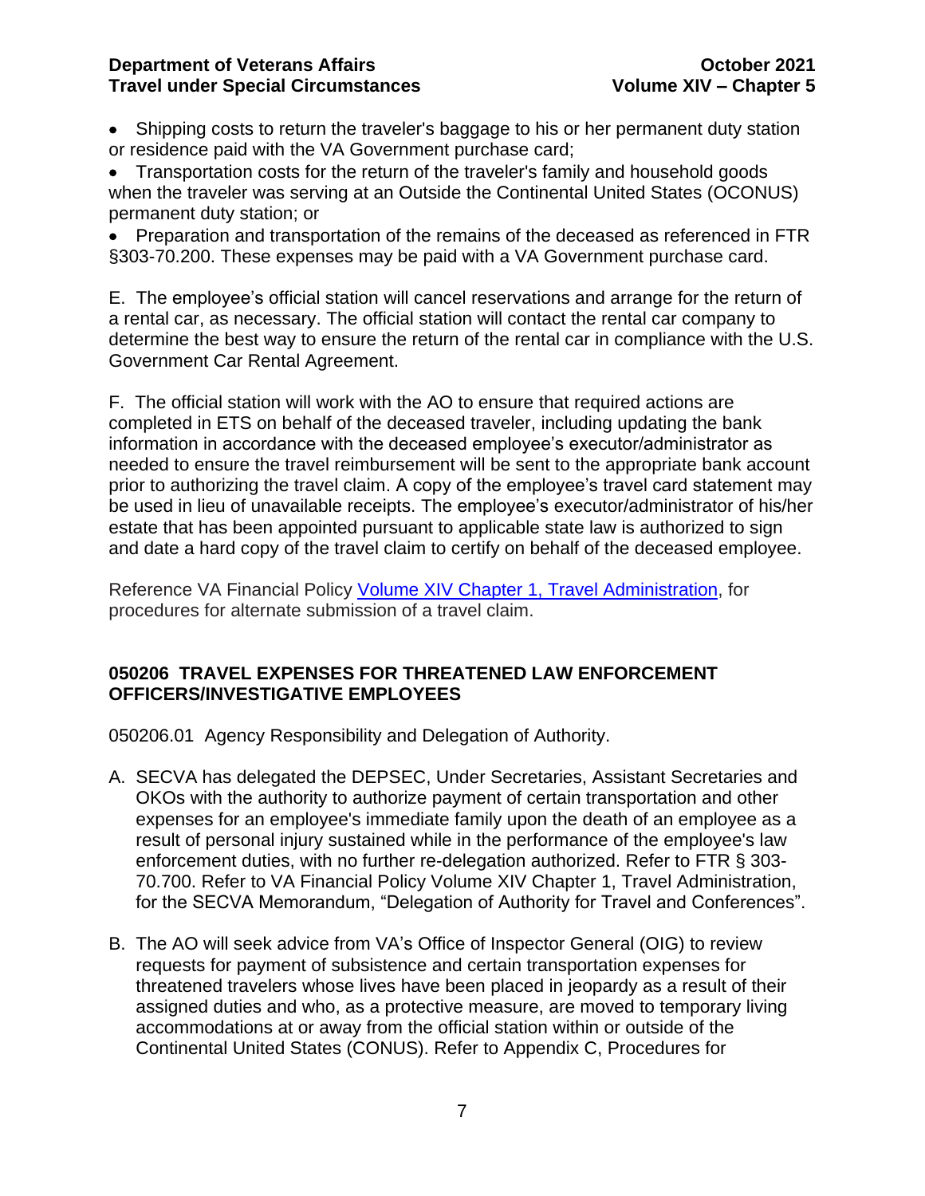- Shipping costs to return the traveler's baggage to his or her permanent duty station or residence paid with the VA Government purchase card;
- Transportation costs for the return of the traveler's family and household goods when the traveler was serving at an Outside the Continental United States (OCONUS) permanent duty station; or
- Preparation and transportation of the remains of the deceased as referenced in FTR §303-70.200. These expenses may be paid with a VA Government purchase card.

E. The employee's official station will cancel reservations and arrange for the return of a rental car, as necessary. The official station will contact the rental car company to determine the best way to ensure the return of the rental car in compliance with the U.S. Government Car Rental Agreement.

F. The official station will work with the AO to ensure that required actions are completed in ETS on behalf of the deceased traveler, including updating the bank information in accordance with the deceased employee's executor/administrator as needed to ensure the travel reimbursement will be sent to the appropriate bank account prior to authorizing the travel claim. A copy of the employee's travel card statement may be used in lieu of unavailable receipts. The employee's executor/administrator of his/her estate that has been appointed pursuant to applicable state law is authorized to sign and date a hard copy of the travel claim to certify on behalf of the deceased employee.

Reference VA Financial Policy [Volume XIV Chapter 1, Travel Administration](), for procedures for alternate submission of a travel claim.

## 050206 TRAVEL EXPENSES FOR THREATENED LAW ENFORCEMENT OFFICERS/INVESTIGATIVE EMPLOYEES

050206.01 Agency Responsibility and Delegation of Authority.

A. SECVA has delegated the DEPSEC, Under Secretaries, Assistant Secretaries and OKOs with the authority to authorize payment of certain transportation and other expenses for an employee's immediate family upon the death of an employee as a result of personal injury sustained while in the performance of the employee's law enforcement duties, with no further re-delegation authorized. Refer to FTR § 303-70.700. Refer to VA Financial Policy Volume XIV Chapter 1, Travel Administration, for the SECVA Memorandum, "Delegation of Authority for Travel and Conferences".

B. The AO will seek advice from VA's Office of Inspector General (OIG) to review requests for payment of subsistence and certain transportation expenses for threatened travelers whose lives have been placed in jeopardy as a result of their assigned duties and who, as a protective measure, are moved to temporary living accommodations at or away from the official station within or outside of the Continental United States (CONUS). Refer to Appendix C, Procedures for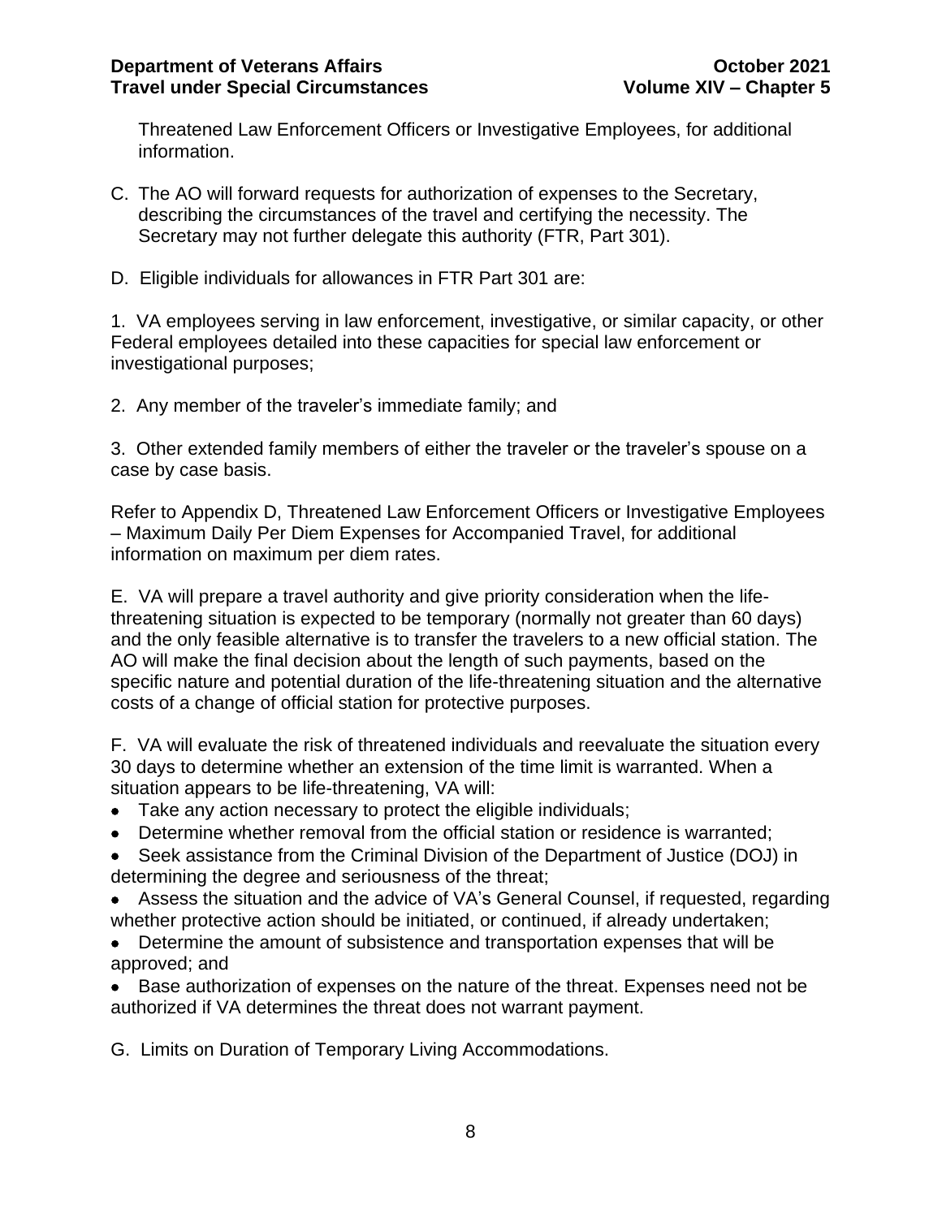Threatened Law Enforcement Officers or Investigative Employees, for additional information.

C. The AO will forward requests for authorization of expenses to the Secretary, describing the circumstances of the travel and certifying the necessity. The Secretary may not further delegate this authority (FTR, Part 301).

D. Eligible individuals for allowances in FTR Part 301 are:

1. VA employees serving in law enforcement, investigative, or similar capacity, or other Federal employees detailed into these capacities for special law enforcement or investigational purposes;

2. Any member of the traveler's immediate family; and

3. Other extended family members of either the traveler or the traveler's spouse on a case by case basis.

Refer to Appendix D, Threatened Law Enforcement Officers or Investigative Employees – Maximum Daily Per Diem Expenses for Accompanied Travel, for additional information on maximum per diem rates.

E. VA will prepare a travel authority and give priority consideration when the life-threatening situation is expected to be temporary (normally not greater than 60 days) and the only feasible alternative is to transfer the travelers to a new official station. The AO will make the final decision about the length of such payments, based on the specific nature and potential duration of the life-threatening situation and the alternative costs of a change of official station for protective purposes.

F. VA will evaluate the risk of threatened individuals and reevaluate the situation every 30 days to determine whether an extension of the time limit is warranted. When a situation appears to be life-threatening, VA will:

- Take any action necessary to protect the eligible individuals;
- Determine whether removal from the official station or residence is warranted;
- Seek assistance from the Criminal Division of the Department of Justice (DOJ) in determining the degree and seriousness of the threat;
- Assess the situation and the advice of VA's General Counsel, if requested, regarding whether protective action should be initiated, or continued, if already undertaken;
- Determine the amount of subsistence and transportation expenses that will be approved; and
- Base authorization of expenses on the nature of the threat. Expenses need not be authorized if VA determines the threat does not warrant payment.

G. Limits on Duration of Temporary Living Accommodations.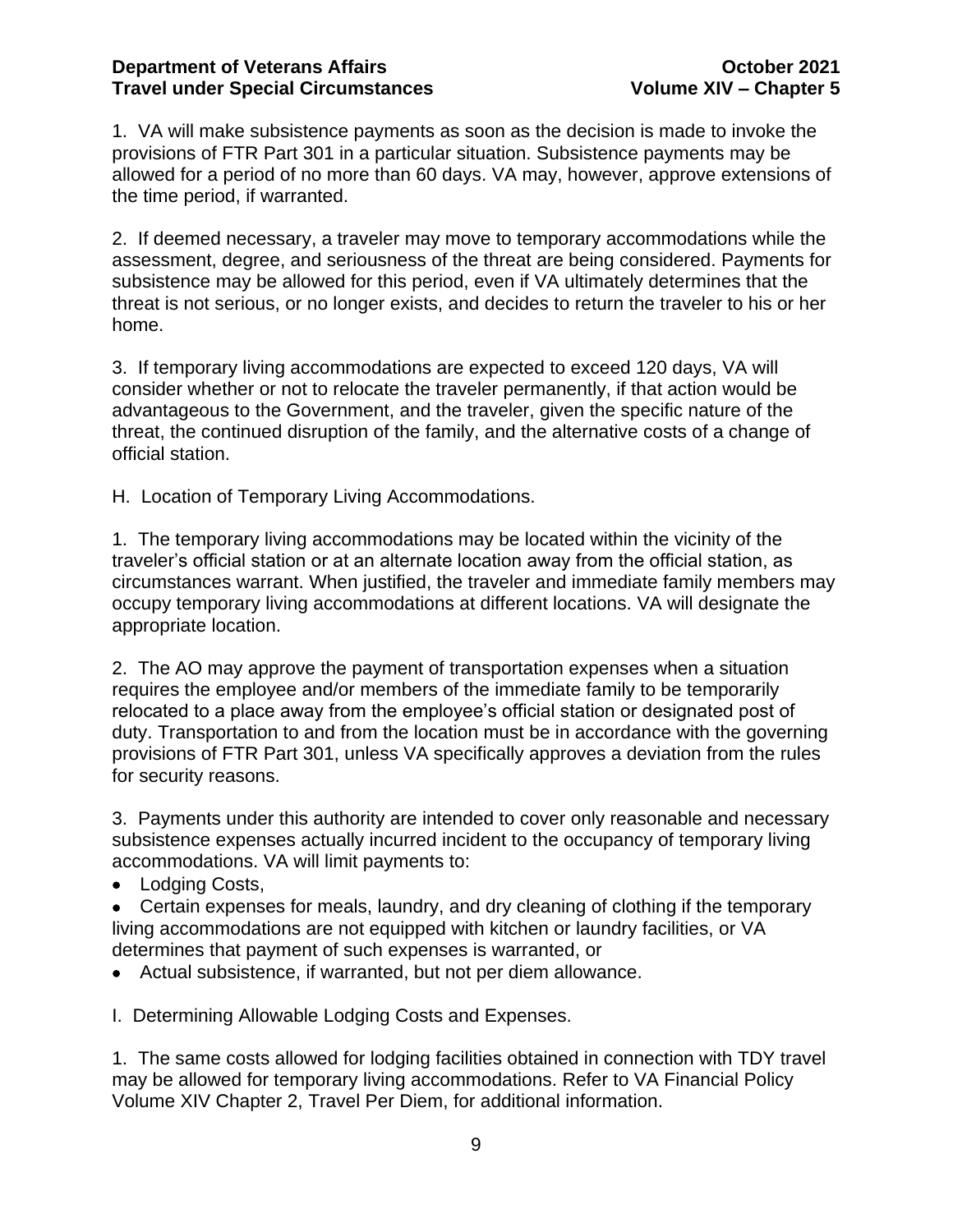1. VA will make subsistence payments as soon as the decision is made to invoke the provisions of FTR Part 301 in a particular situation. Subsistence payments may be allowed for a period of no more than 60 days. VA may, however, approve extensions of the time period, if warranted.

2. If deemed necessary, a traveler may move to temporary accommodations while the assessment, degree, and seriousness of the threat are being considered. Payments for subsistence may be allowed for this period, even if VA ultimately determines that the threat is not serious, or no longer exists, and decides to return the traveler to his or her home.

3. If temporary living accommodations are expected to exceed 120 days, VA will consider whether or not to relocate the traveler permanently, if that action would be advantageous to the Government, and the traveler, given the specific nature of the threat, the continued disruption of the family, and the alternative costs of a change of official station.

H. Location of Temporary Living Accommodations.

1. The temporary living accommodations may be located within the vicinity of the traveler's official station or at an alternate location away from the official station, as circumstances warrant. When justified, the traveler and immediate family members may occupy temporary living accommodations at different locations. VA will designate the appropriate location.

2. The AO may approve the payment of transportation expenses when a situation requires the employee and/or members of the immediate family to be temporarily relocated to a place away from the employee's official station or designated post of duty. Transportation to and from the location must be in accordance with the governing provisions of FTR Part 301, unless VA specifically approves a deviation from the rules for security reasons.

3. Payments under this authority are intended to cover only reasonable and necessary subsistence expenses actually incurred incident to the occupancy of temporary living accommodations. VA will limit payments to:

- Lodging Costs,
- Certain expenses for meals, laundry, and dry cleaning of clothing if the temporary living accommodations are not equipped with kitchen or laundry facilities, or VA determines that payment of such expenses is warranted, or
- Actual subsistence, if warranted, but not per diem allowance.

I. Determining Allowable Lodging Costs and Expenses.

1. The same costs allowed for lodging facilities obtained in connection with TDY travel may be allowed for temporary living accommodations. Refer to VA Financial Policy Volume XIV Chapter 2, Travel Per Diem, for additional information.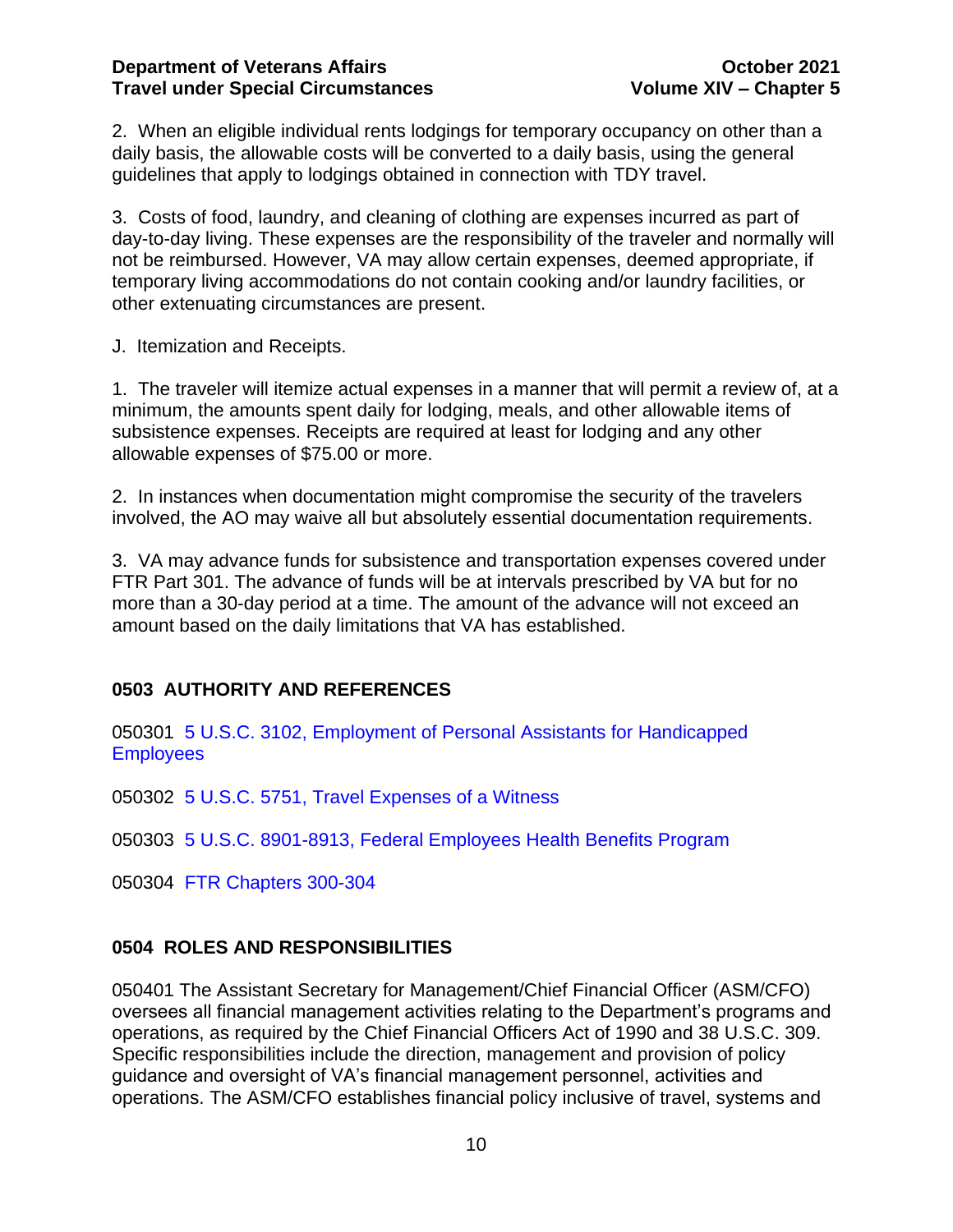2. When an eligible individual rents lodgings for temporary occupancy on other than a daily basis, the allowable costs will be converted to a daily basis, using the general guidelines that apply to lodgings obtained in connection with TDY travel.

3. Costs of food, laundry, and cleaning of clothing are expenses incurred as part of day-to-day living. These expenses are the responsibility of the traveler and normally will not be reimbursed. However, VA may allow certain expenses, deemed appropriate, if temporary living accommodations do not contain cooking and/or laundry facilities, or other extenuating circumstances are present.

J. Itemization and Receipts.

1. The traveler will itemize actual expenses in a manner that will permit a review of, at a minimum, the amounts spent daily for lodging, meals, and other allowable items of subsistence expenses. Receipts are required at least for lodging and any other allowable expenses of $75.00 or more.

2. In instances when documentation might compromise the security of the travelers involved, the AO may waive all but absolutely essential documentation requirements.

3. VA may advance funds for subsistence and transportation expenses covered under FTR Part 301. The advance of funds will be at intervals prescribed by VA but for no more than a 30-day period at a time. The amount of the advance will not exceed an amount based on the daily limitations that VA has established.

## 0503 AUTHORITY AND REFERENCES

050301 5 U.S.C. 3102, Employment of Personal Assistants for Handicapped Employees

050302 5 U.S.C. 5751, Travel Expenses of a Witness

050303 5 U.S.C. 8901-8913, Federal Employees Health Benefits Program

050304 FTR Chapters 300-304

## 0504 ROLES AND RESPONSIBILITIES

050401 The Assistant Secretary for Management/Chief Financial Officer (ASM/CFO) oversees all financial management activities relating to the Department's programs and operations, as required by the Chief Financial Officers Act of 1990 and 38 U.S.C. 309. Specific responsibilities include the direction, management and provision of policy guidance and oversight of VA's financial management personnel, activities and operations. The ASM/CFO establishes financial policy inclusive of travel, systems and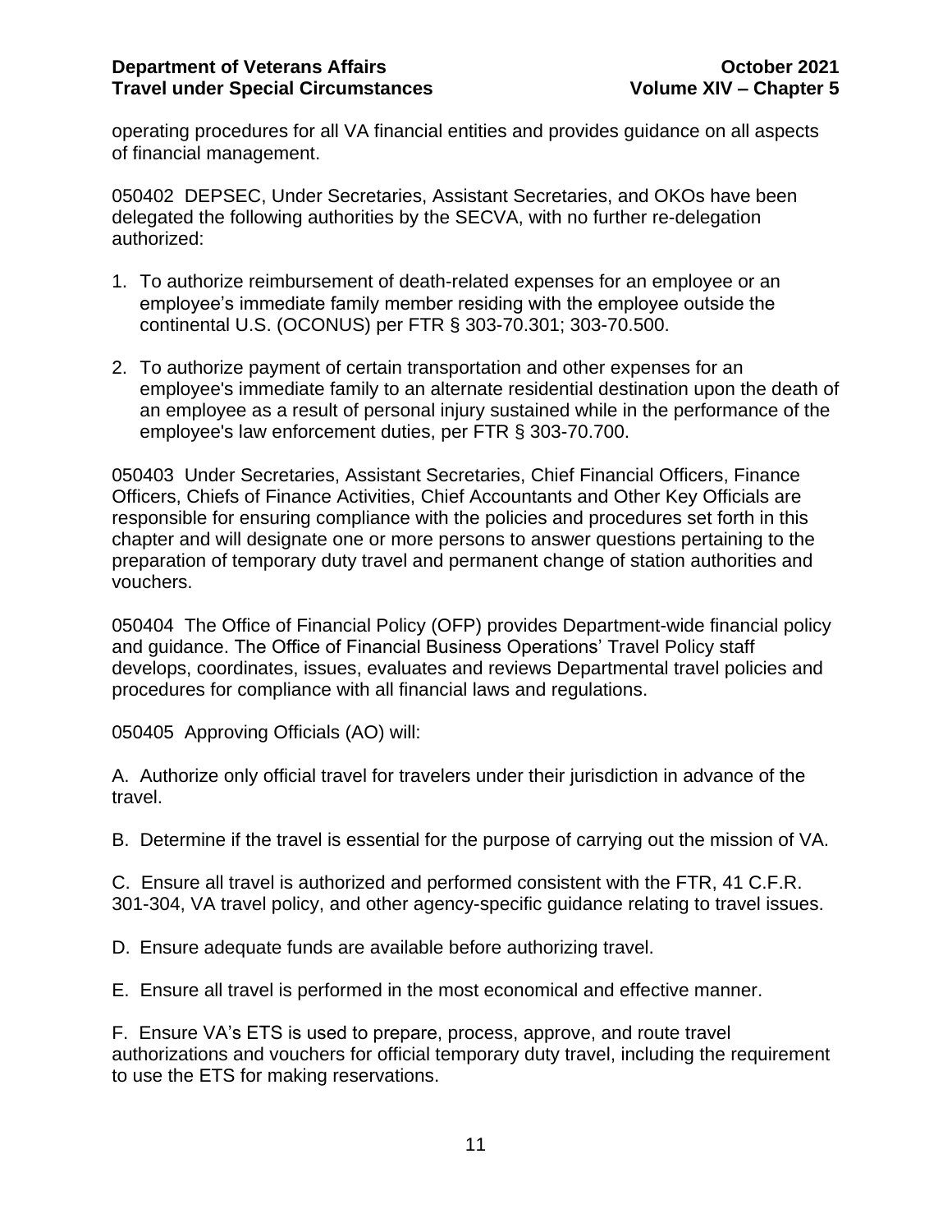operating procedures for all VA financial entities and provides guidance on all aspects of financial management.

050402 DEPSEC, Under Secretaries, Assistant Secretaries, and OKOs have been delegated the following authorities by the SECVA, with no further re-delegation authorized:

1. To authorize reimbursement of death-related expenses for an employee or an employee's immediate family member residing with the employee outside the continental U.S. (OCONUS) per FTR § 303-70.301; 303-70.500.

2. To authorize payment of certain transportation and other expenses for an employee's immediate family to an alternate residential destination upon the death of an employee as a result of personal injury sustained while in the performance of the employee's law enforcement duties, per FTR § 303-70.700.

050403 Under Secretaries, Assistant Secretaries, Chief Financial Officers, Finance Officers, Chiefs of Finance Activities, Chief Accountants and Other Key Officials are responsible for ensuring compliance with the policies and procedures set forth in this chapter and will designate one or more persons to answer questions pertaining to the preparation of temporary duty travel and permanent change of station authorities and vouchers.

050404 The Office of Financial Policy (OFP) provides Department-wide financial policy and guidance. The Office of Financial Business Operations' Travel Policy staff develops, coordinates, issues, evaluates and reviews Departmental travel policies and procedures for compliance with all financial laws and regulations.

050405 Approving Officials (AO) will:

A. Authorize only official travel for travelers under their jurisdiction in advance of the travel.

B. Determine if the travel is essential for the purpose of carrying out the mission of VA.

C. Ensure all travel is authorized and performed consistent with the FTR, 41 C.F.R. 301-304, VA travel policy, and other agency-specific guidance relating to travel issues.

D. Ensure adequate funds are available before authorizing travel.

E. Ensure all travel is performed in the most economical and effective manner.

F. Ensure VA's ETS is used to prepare, process, approve, and route travel authorizations and vouchers for official temporary duty travel, including the requirement to use the ETS for making reservations.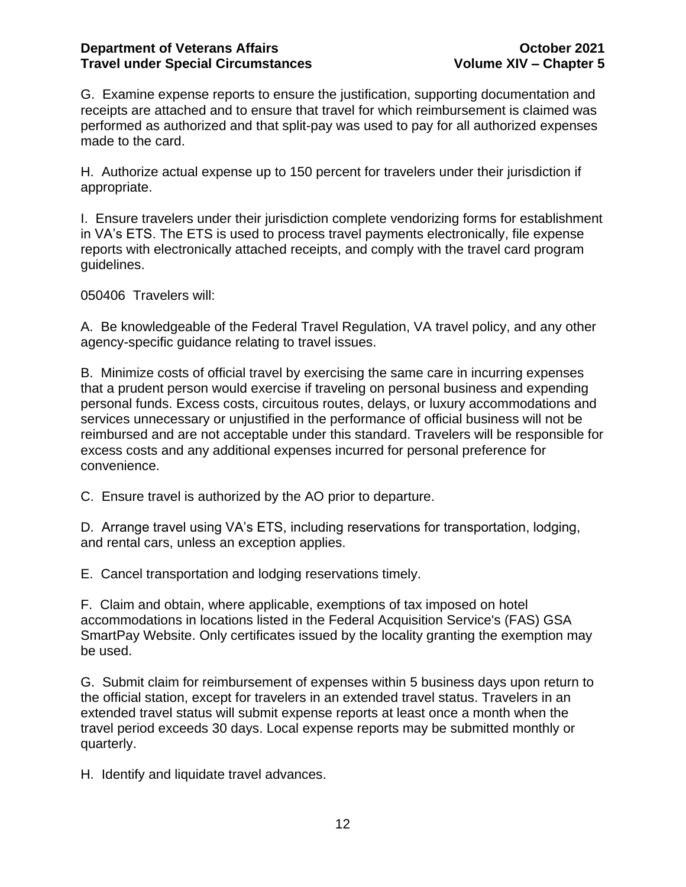G. Examine expense reports to ensure the justification, supporting documentation and receipts are attached and to ensure that travel for which reimbursement is claimed was performed as authorized and that split-pay was used to pay for all authorized expenses made to the card.

H. Authorize actual expense up to 150 percent for travelers under their jurisdiction if appropriate.

I. Ensure travelers under their jurisdiction complete vendorizing forms for establishment in VA's ETS. The ETS is used to process travel payments electronically, file expense reports with electronically attached receipts, and comply with the travel card program guidelines.

050406 Travelers will:

A. Be knowledgeable of the Federal Travel Regulation, VA travel policy, and any other agency-specific guidance relating to travel issues.

B. Minimize costs of official travel by exercising the same care in incurring expenses that a prudent person would exercise if traveling on personal business and expending personal funds. Excess costs, circuitous routes, delays, or luxury accommodations and services unnecessary or unjustified in the performance of official business will not be reimbursed and are not acceptable under this standard. Travelers will be responsible for excess costs and any additional expenses incurred for personal preference for convenience.

C. Ensure travel is authorized by the AO prior to departure.

D. Arrange travel using VA's ETS, including reservations for transportation, lodging, and rental cars, unless an exception applies.

E. Cancel transportation and lodging reservations timely.

F. Claim and obtain, where applicable, exemptions of tax imposed on hotel accommodations in locations listed in the Federal Acquisition Service's (FAS) GSA SmartPay Website. Only certificates issued by the locality granting the exemption may be used.

G. Submit claim for reimbursement of expenses within 5 business days upon return to the official station, except for travelers in an extended travel status. Travelers in an extended travel status will submit expense reports at least once a month when the travel period exceeds 30 days. Local expense reports may be submitted monthly or quarterly.

H. Identify and liquidate travel advances.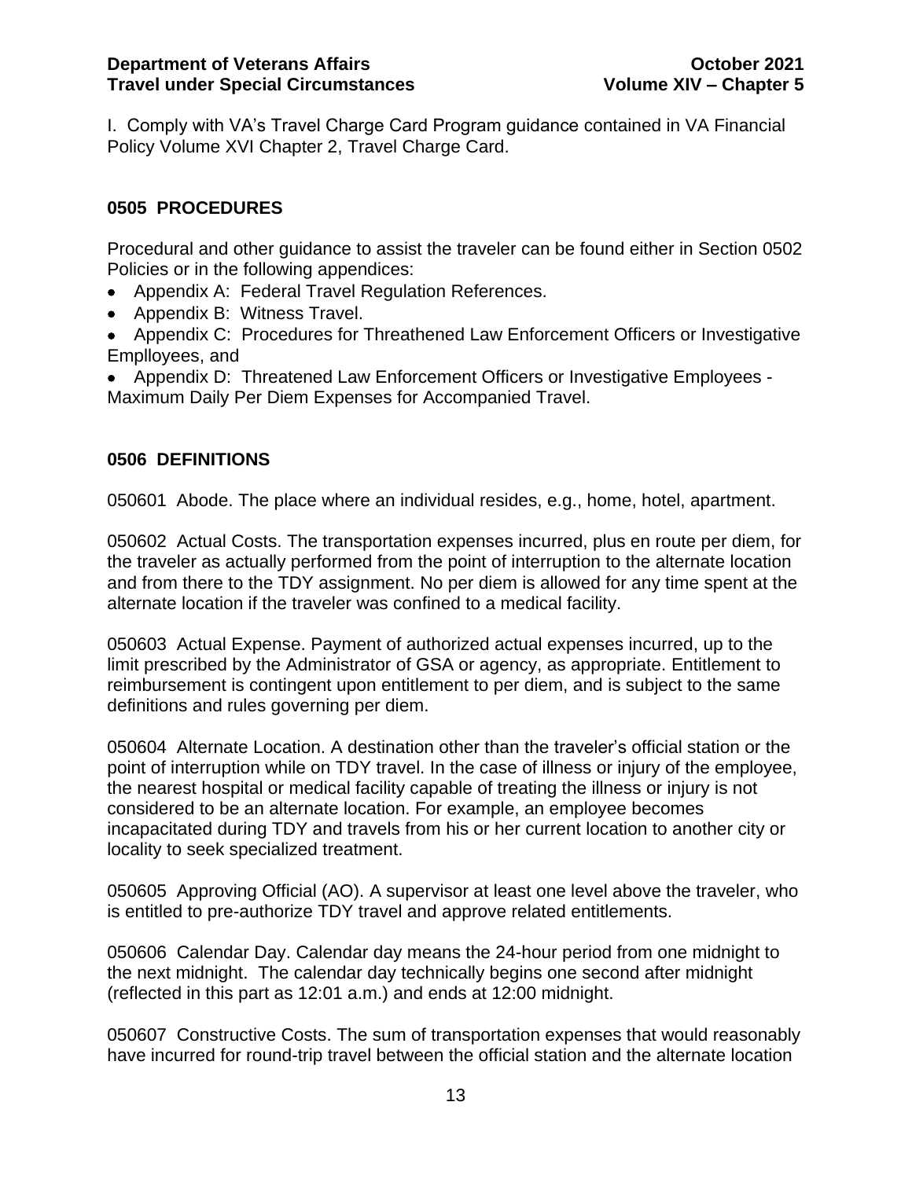I. Comply with VA's Travel Charge Card Program guidance contained in VA Financial Policy Volume XVI Chapter 2, Travel Charge Card.

## 0505 PROCEDURES

Procedural and other guidance to assist the traveler can be found either in Section 0502 Policies or in the following appendices:

- Appendix A: Federal Travel Regulation References.
- Appendix B: Witness Travel.
- Appendix C: Procedures for Threathened Law Enforcement Officers or Investigative Emplloyees, and
- Appendix D: Threatened Law Enforcement Officers or Investigative Employees - Maximum Daily Per Diem Expenses for Accompanied Travel.

## 0506 DEFINITIONS

050601 Abode. The place where an individual resides, e.g., home, hotel, apartment.

050602 Actual Costs. The transportation expenses incurred, plus en route per diem, for the traveler as actually performed from the point of interruption to the alternate location and from there to the TDY assignment. No per diem is allowed for any time spent at the alternate location if the traveler was confined to a medical facility.

050603 Actual Expense. Payment of authorized actual expenses incurred, up to the limit prescribed by the Administrator of GSA or agency, as appropriate. Entitlement to reimbursement is contingent upon entitlement to per diem, and is subject to the same definitions and rules governing per diem.

050604 Alternate Location. A destination other than the traveler's official station or the point of interruption while on TDY travel. In the case of illness or injury of the employee, the nearest hospital or medical facility capable of treating the illness or injury is not considered to be an alternate location. For example, an employee becomes incapacitated during TDY and travels from his or her current location to another city or locality to seek specialized treatment.

050605 Approving Official (AO). A supervisor at least one level above the traveler, who is entitled to pre-authorize TDY travel and approve related entitlements.

050606 Calendar Day. Calendar day means the 24-hour period from one midnight to the next midnight. The calendar day technically begins one second after midnight (reflected in this part as 12:01 a.m.) and ends at 12:00 midnight.

050607 Constructive Costs. The sum of transportation expenses that would reasonably have incurred for round-trip travel between the official station and the alternate location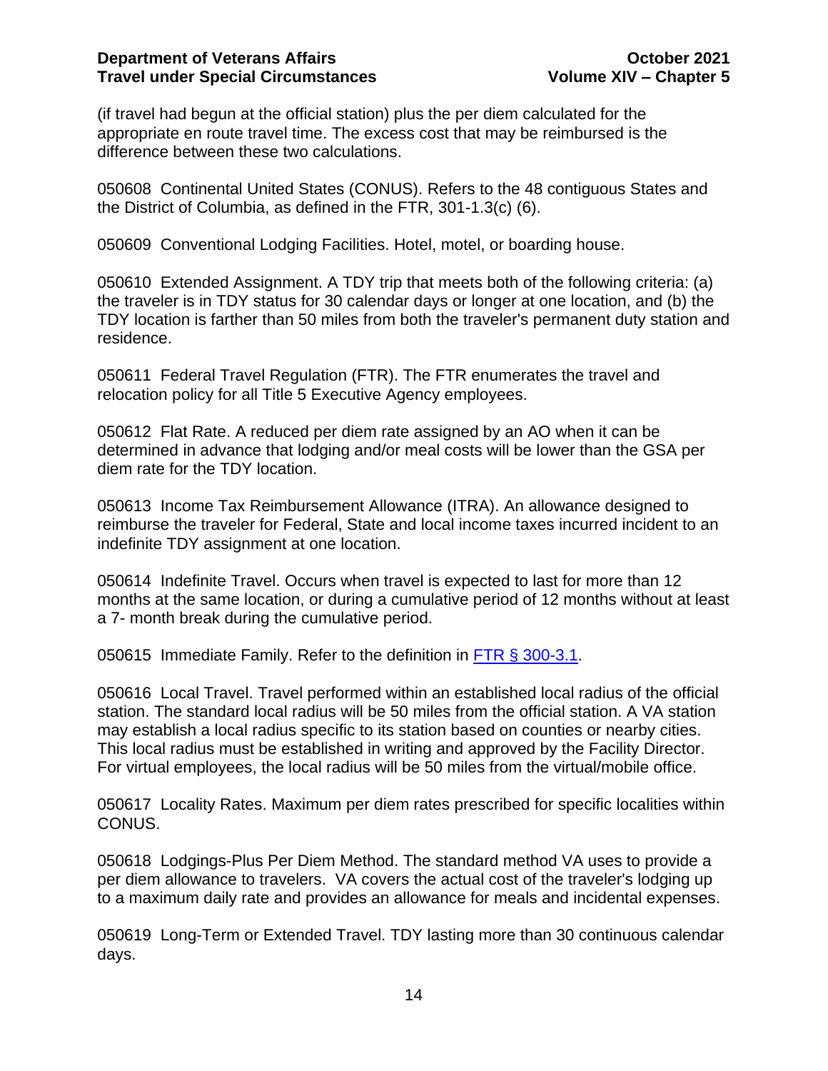(if travel had begun at the official station) plus the per diem calculated for the appropriate en route travel time. The excess cost that may be reimbursed is the difference between these two calculations.

050608 Continental United States (CONUS). Refers to the 48 contiguous States and the District of Columbia, as defined in the FTR, 301-1.3(c) (6).

050609 Conventional Lodging Facilities. Hotel, motel, or boarding house.

050610 Extended Assignment. A TDY trip that meets both of the following criteria: (a) the traveler is in TDY status for 30 calendar days or longer at one location, and (b) the TDY location is farther than 50 miles from both the traveler's permanent duty station and residence.

050611 Federal Travel Regulation (FTR). The FTR enumerates the travel and relocation policy for all Title 5 Executive Agency employees.

050612 Flat Rate. A reduced per diem rate assigned by an AO when it can be determined in advance that lodging and/or meal costs will be lower than the GSA per diem rate for the TDY location.

050613 Income Tax Reimbursement Allowance (ITRA). An allowance designed to reimburse the traveler for Federal, State and local income taxes incurred incident to an indefinite TDY assignment at one location.

050614 Indefinite Travel. Occurs when travel is expected to last for more than 12 months at the same location, or during a cumulative period of 12 months without at least a 7- month break during the cumulative period.

050615 Immediate Family. Refer to the definition in [FTR § 300-3.1](FTR § 300-3.1).

050616 Local Travel. Travel performed within an established local radius of the official station. The standard local radius will be 50 miles from the official station. A VA station may establish a local radius specific to its station based on counties or nearby cities. This local radius must be established in writing and approved by the Facility Director. For virtual employees, the local radius will be 50 miles from the virtual/mobile office.

050617 Locality Rates. Maximum per diem rates prescribed for specific localities within CONUS.

050618 Lodgings-Plus Per Diem Method. The standard method VA uses to provide a per diem allowance to travelers. VA covers the actual cost of the traveler's lodging up to a maximum daily rate and provides an allowance for meals and incidental expenses.

050619 Long-Term or Extended Travel. TDY lasting more than 30 continuous calendar days.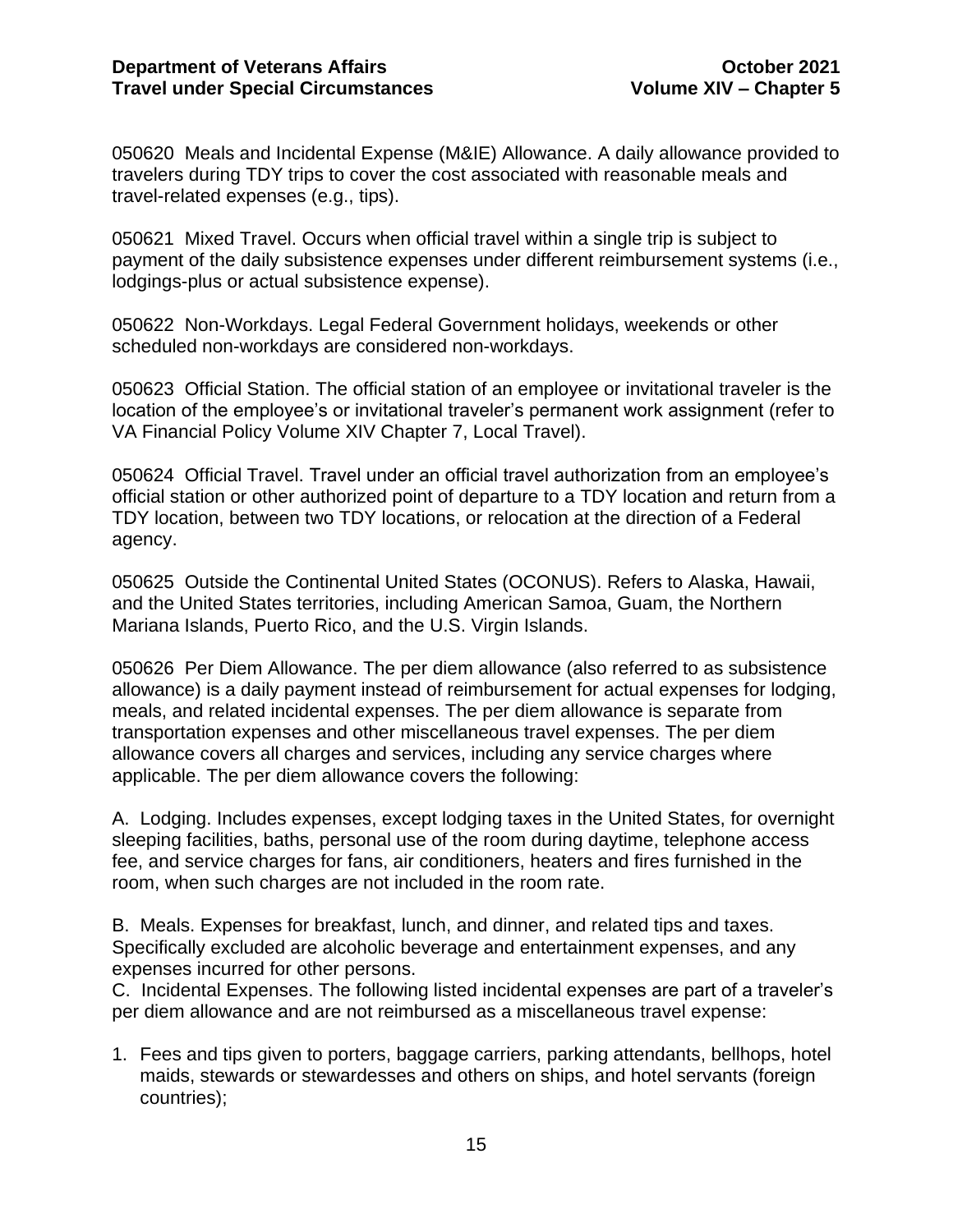050620 Meals and Incidental Expense (M&IE) Allowance. A daily allowance provided to travelers during TDY trips to cover the cost associated with reasonable meals and travel-related expenses (e.g., tips).

050621 Mixed Travel. Occurs when official travel within a single trip is subject to payment of the daily subsistence expenses under different reimbursement systems (i.e., lodgings-plus or actual subsistence expense).

050622 Non-Workdays. Legal Federal Government holidays, weekends or other scheduled non-workdays are considered non-workdays.

050623 Official Station. The official station of an employee or invitational traveler is the location of the employee's or invitational traveler's permanent work assignment (refer to VA Financial Policy Volume XIV Chapter 7, Local Travel).

050624 Official Travel. Travel under an official travel authorization from an employee's official station or other authorized point of departure to a TDY location and return from a TDY location, between two TDY locations, or relocation at the direction of a Federal agency.

050625 Outside the Continental United States (OCONUS). Refers to Alaska, Hawaii, and the United States territories, including American Samoa, Guam, the Northern Mariana Islands, Puerto Rico, and the U.S. Virgin Islands.

050626 Per Diem Allowance. The per diem allowance (also referred to as subsistence allowance) is a daily payment instead of reimbursement for actual expenses for lodging, meals, and related incidental expenses. The per diem allowance is separate from transportation expenses and other miscellaneous travel expenses. The per diem allowance covers all charges and services, including any service charges where applicable. The per diem allowance covers the following:

A. Lodging. Includes expenses, except lodging taxes in the United States, for overnight sleeping facilities, baths, personal use of the room during daytime, telephone access fee, and service charges for fans, air conditioners, heaters and fires furnished in the room, when such charges are not included in the room rate.

B. Meals. Expenses for breakfast, lunch, and dinner, and related tips and taxes. Specifically excluded are alcoholic beverage and entertainment expenses, and any expenses incurred for other persons.

C. Incidental Expenses. The following listed incidental expenses are part of a traveler's per diem allowance and are not reimbursed as a miscellaneous travel expense:

1. Fees and tips given to porters, baggage carriers, parking attendants, bellhops, hotel maids, stewards or stewardesses and others on ships, and hotel servants (foreign countries);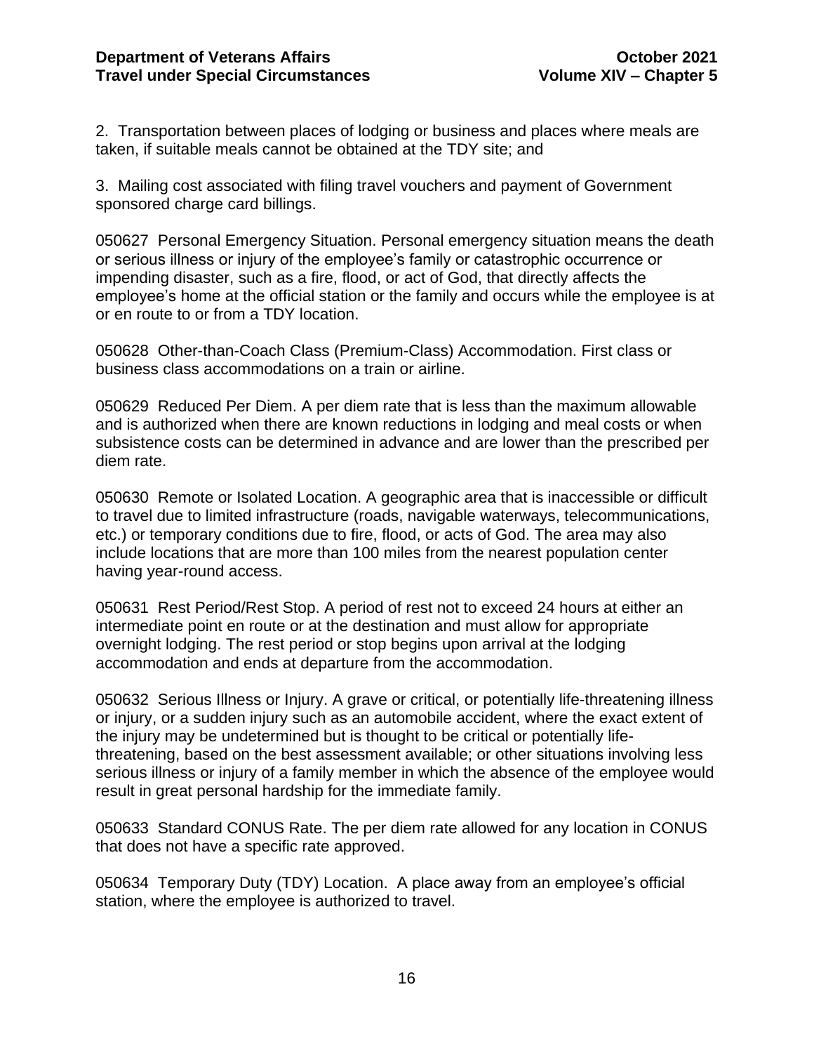2. Transportation between places of lodging or business and places where meals are taken, if suitable meals cannot be obtained at the TDY site; and

3. Mailing cost associated with filing travel vouchers and payment of Government sponsored charge card billings.

050627 Personal Emergency Situation. Personal emergency situation means the death or serious illness or injury of the employee's family or catastrophic occurrence or impending disaster, such as a fire, flood, or act of God, that directly affects the employee's home at the official station or the family and occurs while the employee is at or en route to or from a TDY location.

050628 Other-than-Coach Class (Premium-Class) Accommodation. First class or business class accommodations on a train or airline.

050629 Reduced Per Diem. A per diem rate that is less than the maximum allowable and is authorized when there are known reductions in lodging and meal costs or when subsistence costs can be determined in advance and are lower than the prescribed per diem rate.

050630 Remote or Isolated Location. A geographic area that is inaccessible or difficult to travel due to limited infrastructure (roads, navigable waterways, telecommunications, etc.) or temporary conditions due to fire, flood, or acts of God. The area may also include locations that are more than 100 miles from the nearest population center having year-round access.

050631 Rest Period/Rest Stop. A period of rest not to exceed 24 hours at either an intermediate point en route or at the destination and must allow for appropriate overnight lodging. The rest period or stop begins upon arrival at the lodging accommodation and ends at departure from the accommodation.

050632 Serious Illness or Injury. A grave or critical, or potentially life-threatening illness or injury, or a sudden injury such as an automobile accident, where the exact extent of the injury may be undetermined but is thought to be critical or potentially life-threatening, based on the best assessment available; or other situations involving less serious illness or injury of a family member in which the absence of the employee would result in great personal hardship for the immediate family.

050633 Standard CONUS Rate. The per diem rate allowed for any location in CONUS that does not have a specific rate approved.

050634 Temporary Duty (TDY) Location. A place away from an employee's official station, where the employee is authorized to travel.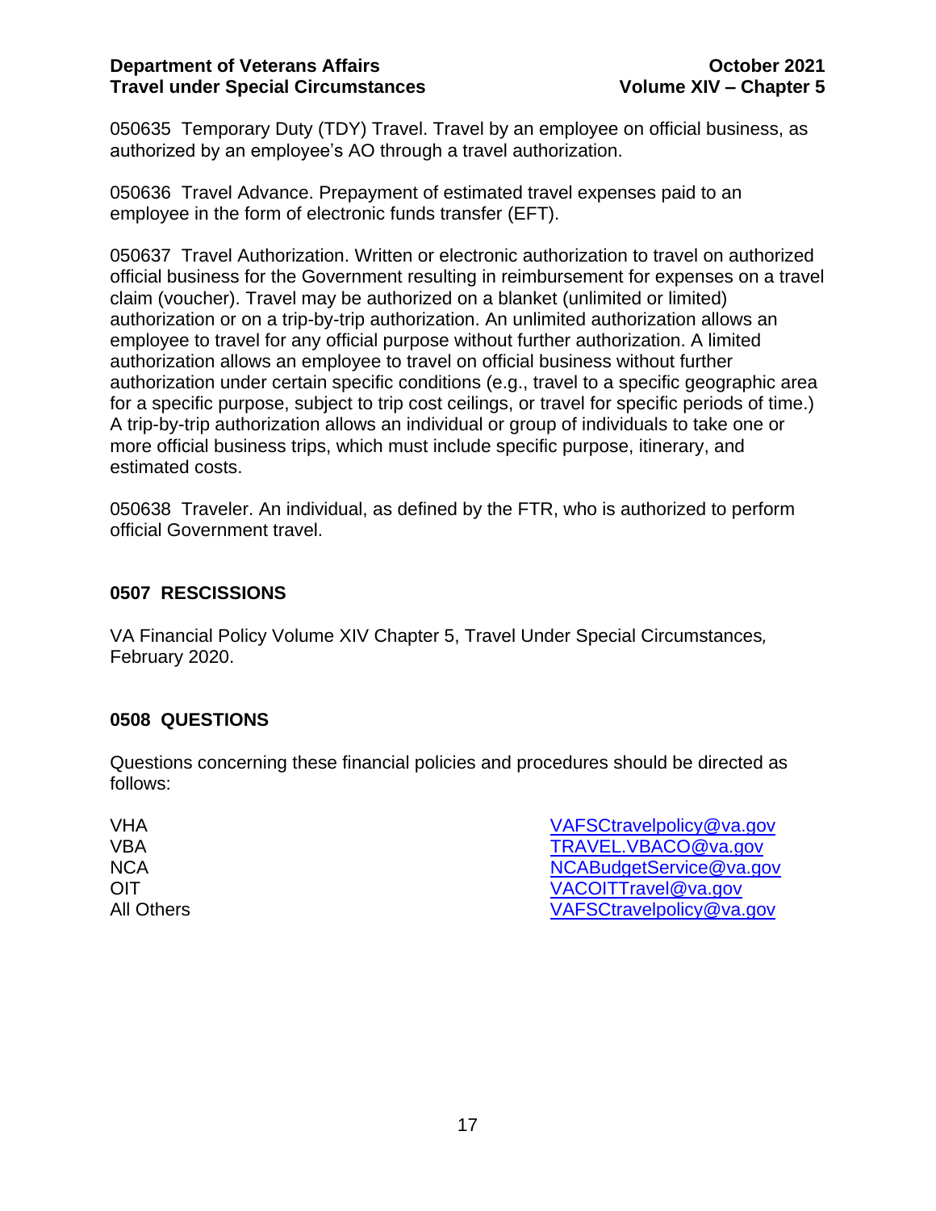050635 Temporary Duty (TDY) Travel. Travel by an employee on official business, as authorized by an employee's AO through a travel authorization.

050636 Travel Advance. Prepayment of estimated travel expenses paid to an employee in the form of electronic funds transfer (EFT).

050637 Travel Authorization. Written or electronic authorization to travel on authorized official business for the Government resulting in reimbursement for expenses on a travel claim (voucher). Travel may be authorized on a blanket (unlimited or limited) authorization or on a trip-by-trip authorization. An unlimited authorization allows an employee to travel for any official purpose without further authorization. A limited authorization allows an employee to travel on official business without further authorization under certain specific conditions (e.g., travel to a specific geographic area for a specific purpose, subject to trip cost ceilings, or travel for specific periods of time.) A trip-by-trip authorization allows an individual or group of individuals to take one or more official business trips, which must include specific purpose, itinerary, and estimated costs.

050638 Traveler. An individual, as defined by the FTR, who is authorized to perform official Government travel.

## 0507 RESCISSIONS

VA Financial Policy Volume XIV Chapter 5, Travel Under Special Circumstances*,* February 2020.

## 0508 QUESTIONS

Questions concerning these financial policies and procedures should be directed as follows:

| | |
|---|---|
| VHA | VAFSCtravelpolicy@va.gov |
| VBA | TRAVEL.VBACO@va.gov |
| NCA | NCABudgetService@va.gov |
| OIT | VACOITTravel@va.gov |
| All Others | VAFSCtravelpolicy@va.gov |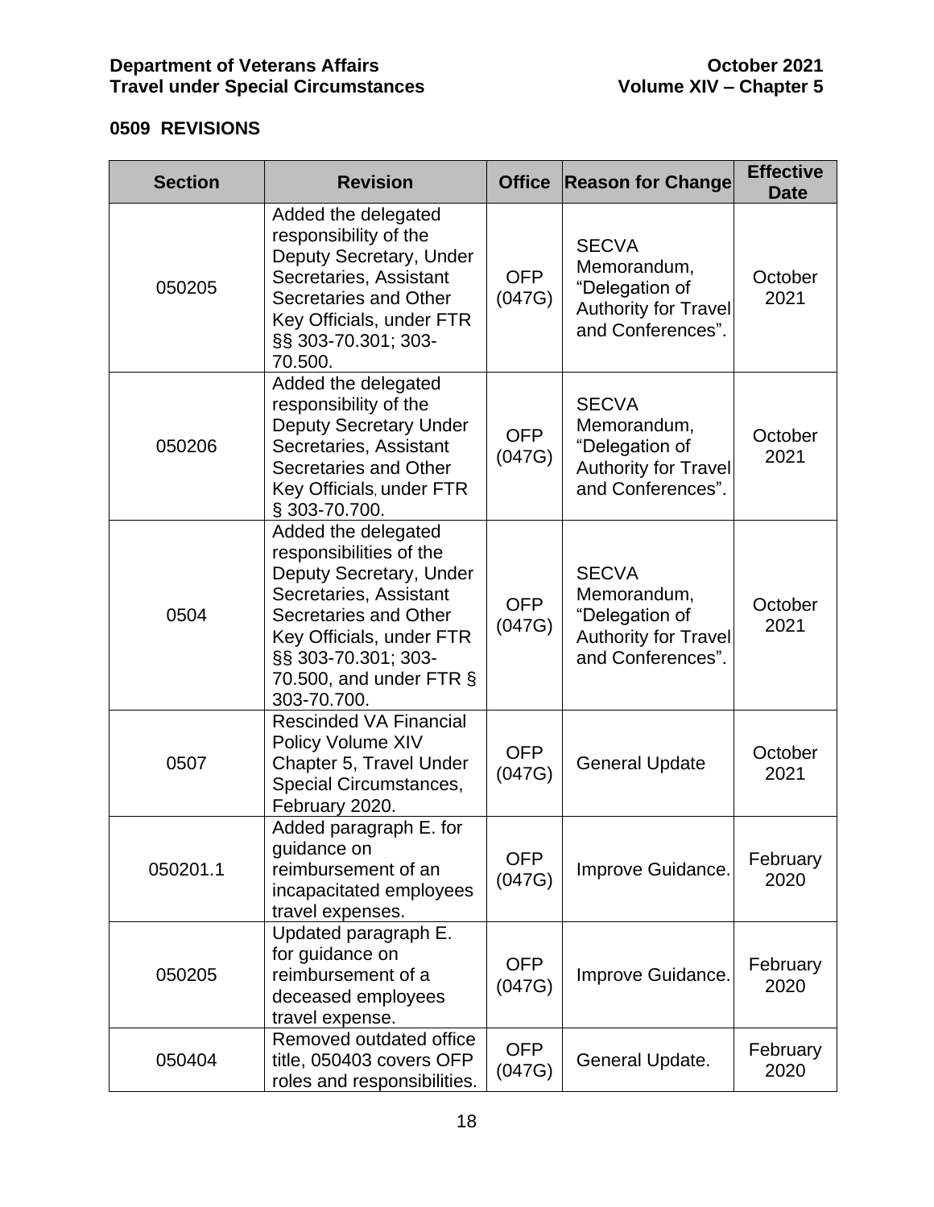## 0509 REVISIONS

| Section | Revision | Office | Reason for Change | Effective Date |
|---|---|---|---|---|
| 050205 | Added the delegated responsibility of the Deputy Secretary, Under Secretaries, Assistant Secretaries and Other Key Officials, under FTR §§ 303-70.301; 303-70.500. | OFP (047G) | SECVA Memorandum, "Delegation of Authority for Travel and Conferences". | October 2021 |
| 050206 | Added the delegated responsibility of the Deputy Secretary Under Secretaries, Assistant Secretaries and Other Key Officials, under FTR § 303-70.700. | OFP (047G) | SECVA Memorandum, "Delegation of Authority for Travel and Conferences". | October 2021 |
| 0504 | Added the delegated responsibilities of the Deputy Secretary, Under Secretaries, Assistant Secretaries and Other Key Officials, under FTR §§ 303-70.301; 303-70.500, and under FTR § 303-70.700. | OFP (047G) | SECVA Memorandum, "Delegation of Authority for Travel and Conferences". | October 2021 |
| 0507 | Rescinded VA Financial Policy Volume XIV Chapter 5, Travel Under Special Circumstances, February 2020. | OFP (047G) | General Update | October 2021 |
| 050201.1 | Added paragraph E. for guidance on reimbursement of an incapacitated employees travel expenses. | OFP (047G) | Improve Guidance. | February 2020 |
| 050205 | Updated paragraph E. for guidance on reimbursement of a deceased employees travel expense. | OFP (047G) | Improve Guidance. | February 2020 |
| 050404 | Removed outdated office title, 050403 covers OFP roles and responsibilities. | OFP (047G) | General Update. | February 2020 |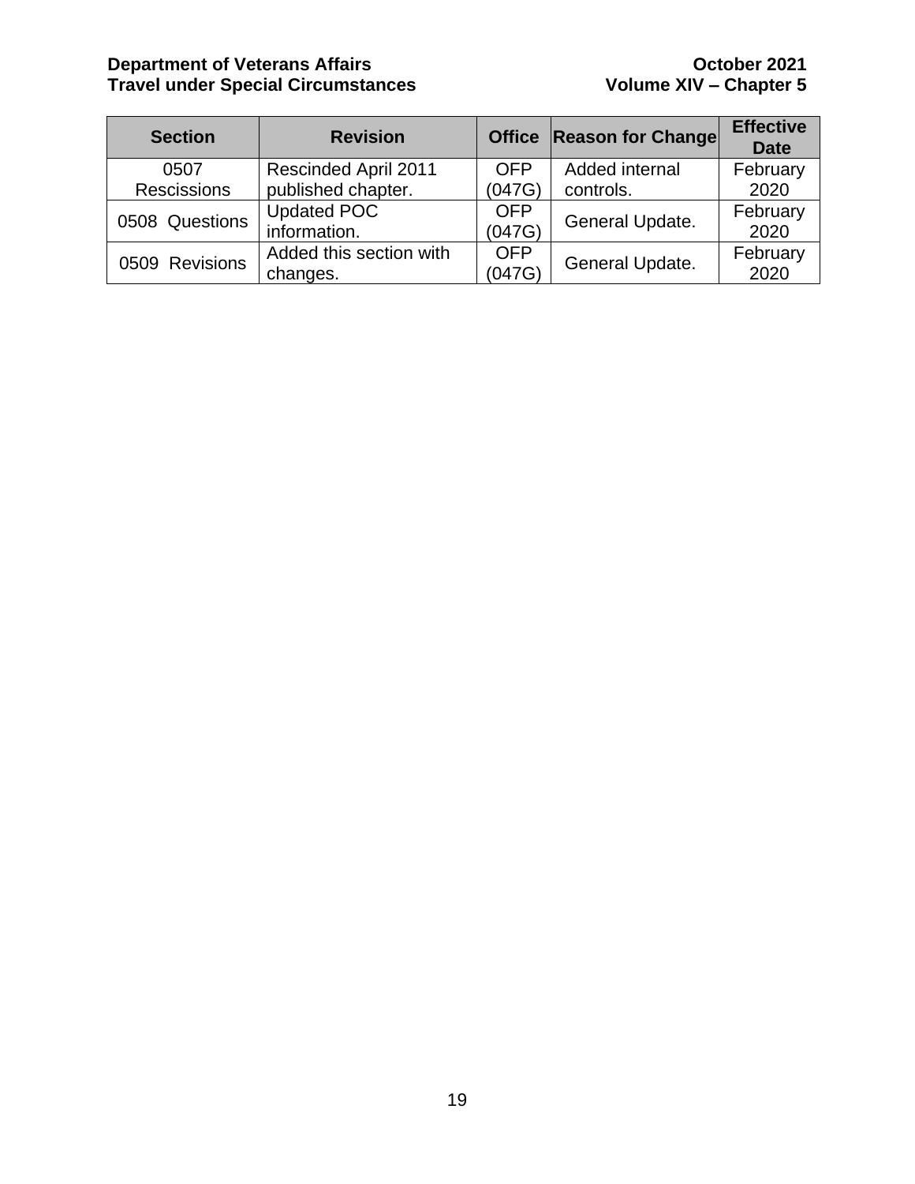| Section | Revision | Office | Reason for Change | Effective Date |
|---|---|---|---|---|
| 0507 Rescissions | Rescinded April 2011 published chapter. | OFP (047G) | Added internal controls. | February 2020 |
| 0508 Questions | Updated POC information. | OFP (047G) | General Update. | February 2020 |
| 0509 Revisions | Added this section with changes. | OFP (047G) | General Update. | February 2020 |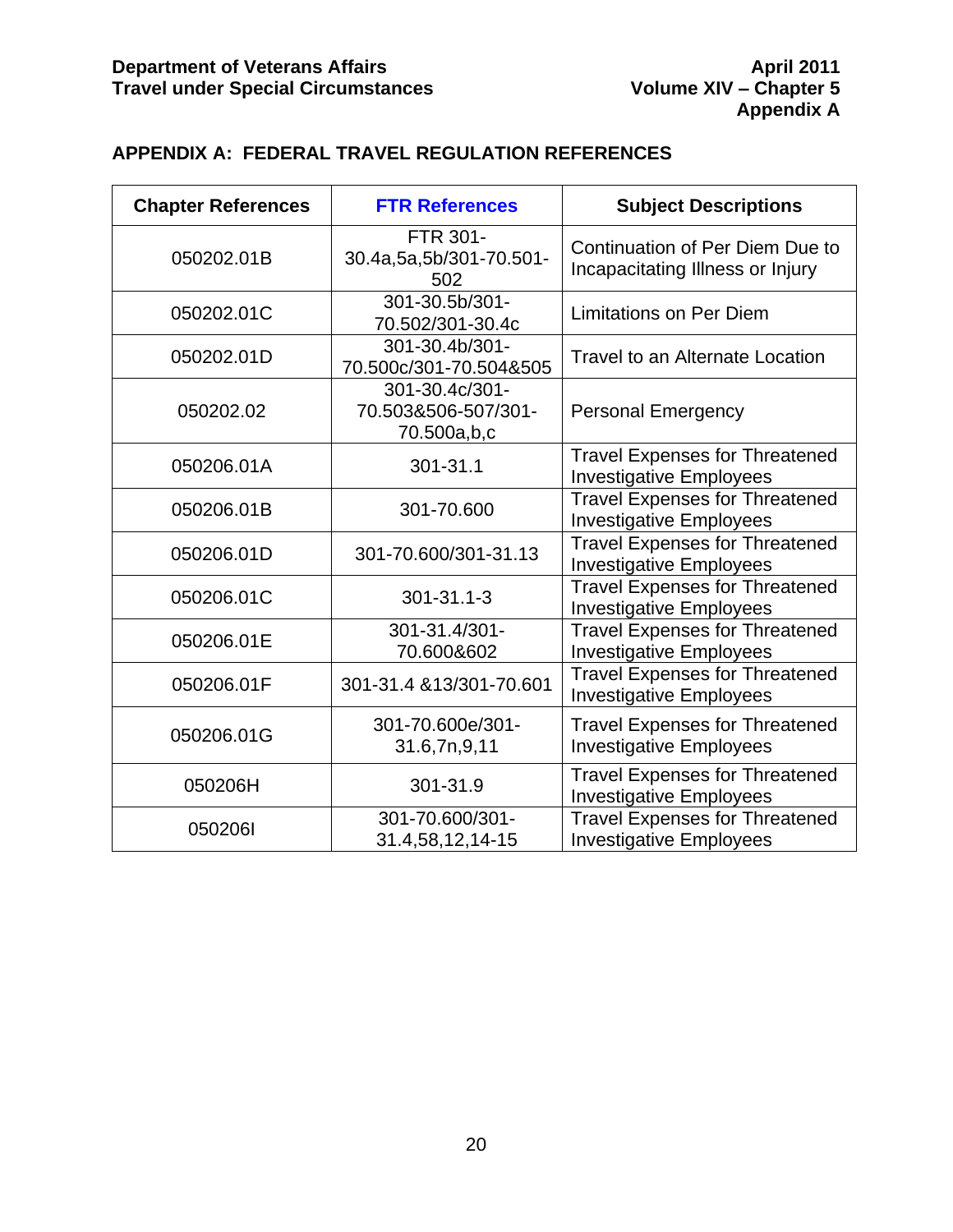## APPENDIX A: FEDERAL TRAVEL REGULATION REFERENCES

| Chapter References | FTR References | Subject Descriptions |
|---|---|---|
| 050202.01B | FTR 301-30.4a,5a,5b/301-70.501-502 | Continuation of Per Diem Due to Incapacitating Illness or Injury |
| 050202.01C | 301-30.5b/301-70.502/301-30.4c | Limitations on Per Diem |
| 050202.01D | 301-30.4b/301-70.500c/301-70.504&505 | Travel to an Alternate Location |
| 050202.02 | 301-30.4c/301-70.503&506-507/301-70.500a,b,c | Personal Emergency |
| 050206.01A | 301-31.1 | Travel Expenses for Threatened Investigative Employees |
| 050206.01B | 301-70.600 | Travel Expenses for Threatened Investigative Employees |
| 050206.01D | 301-70.600/301-31.13 | Travel Expenses for Threatened Investigative Employees |
| 050206.01C | 301-31.1-3 | Travel Expenses for Threatened Investigative Employees |
| 050206.01E | 301-31.4/301-70.600&602 | Travel Expenses for Threatened Investigative Employees |
| 050206.01F | 301-31.4 &13/301-70.601 | Travel Expenses for Threatened Investigative Employees |
| 050206.01G | 301-70.600e/301-31.6,7n,9,11 | Travel Expenses for Threatened Investigative Employees |
| 050206H | 301-31.9 | Travel Expenses for Threatened Investigative Employees |
| 050206I | 301-70.600/301-31.4,58,12,14-15 | Travel Expenses for Threatened Investigative Employees |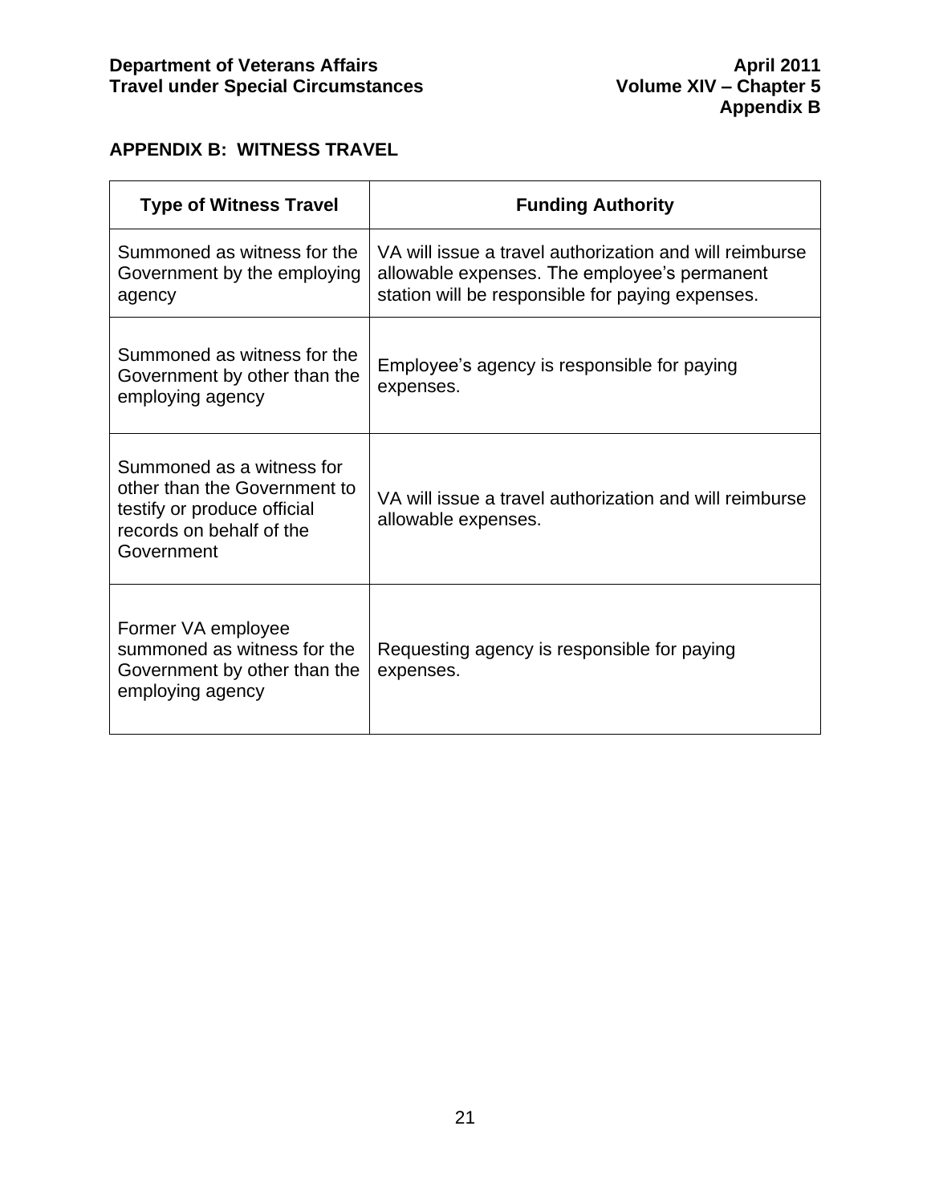## APPENDIX B: WITNESS TRAVEL

| Type of Witness Travel | Funding Authority |
|---|---|
| Summoned as witness for the Government by the employing agency | VA will issue a travel authorization and will reimburse allowable expenses. The employee's permanent station will be responsible for paying expenses. |
| Summoned as witness for the Government by other than the employing agency | Employee's agency is responsible for paying expenses. |
| Summoned as a witness for other than the Government to testify or produce official records on behalf of the Government | VA will issue a travel authorization and will reimburse allowable expenses. |
| Former VA employee summoned as witness for the Government by other than the employing agency | Requesting agency is responsible for paying expenses. |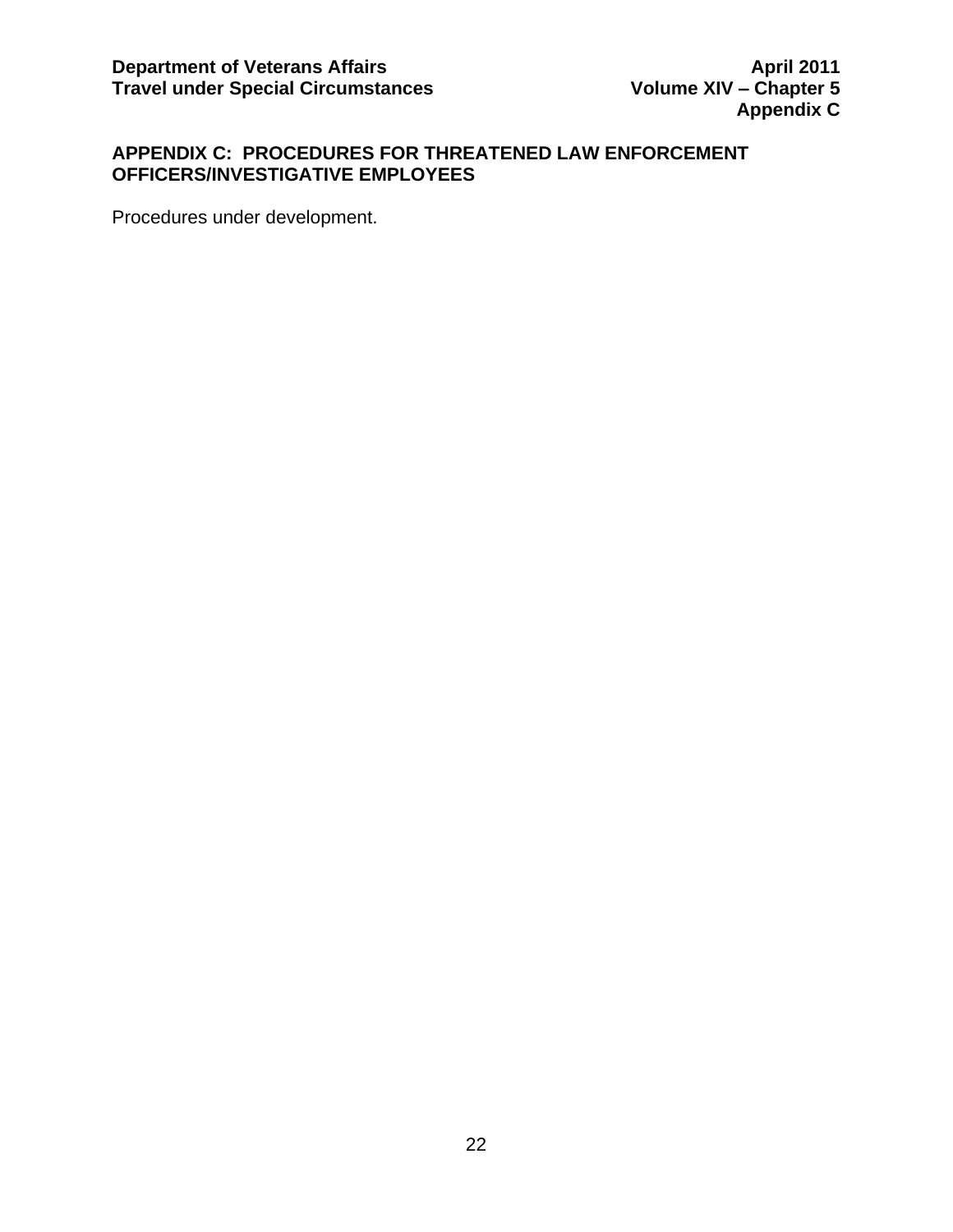## APPENDIX C: PROCEDURES FOR THREATENED LAW ENFORCEMENT OFFICERS/INVESTIGATIVE EMPLOYEES

Procedures under development.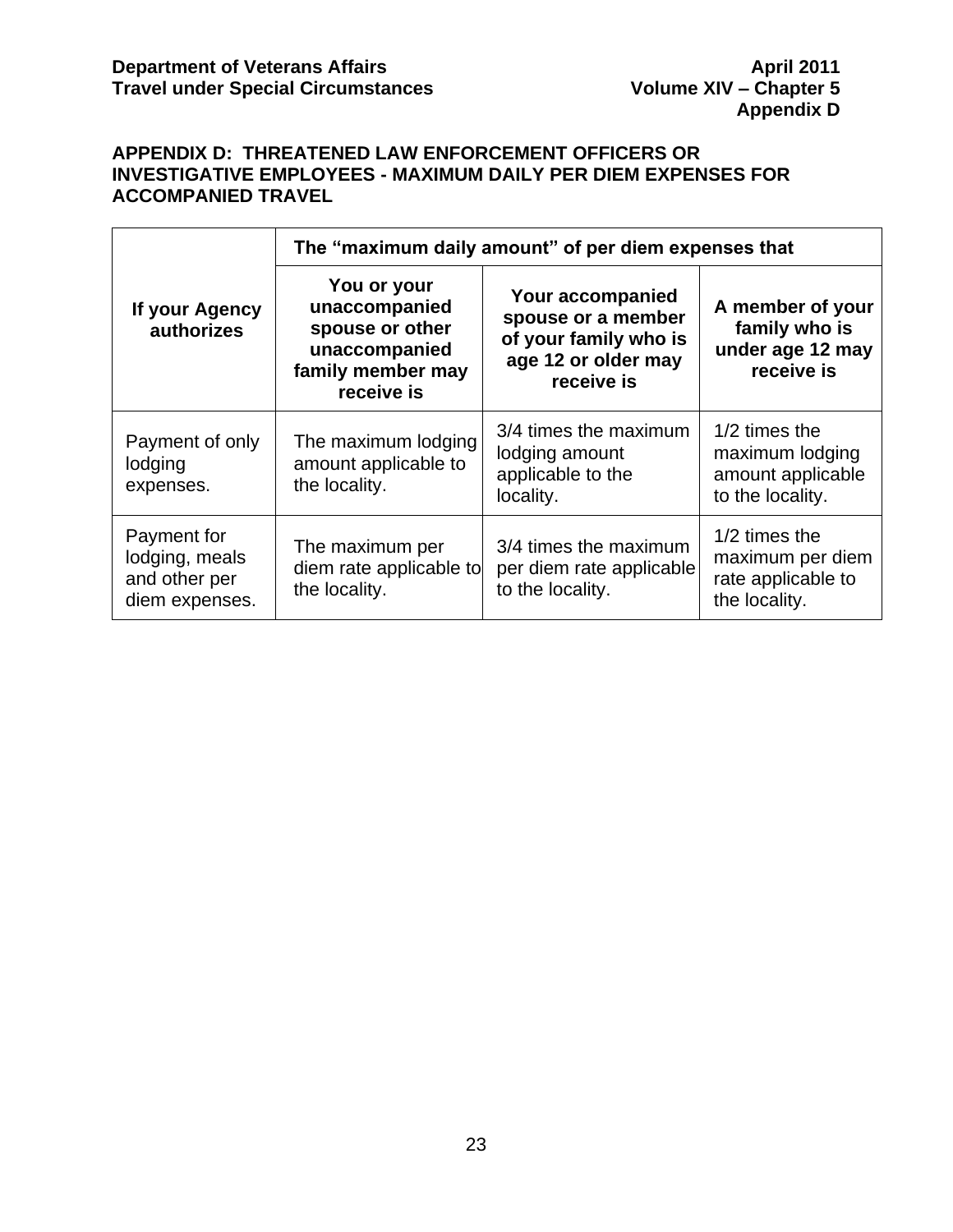## APPENDIX D: THREATENED LAW ENFORCEMENT OFFICERS OR INVESTIGATIVE EMPLOYEES - MAXIMUM DAILY PER DIEM EXPENSES FOR ACCOMPANIED TRAVEL

| If your Agency authorizes | The "maximum daily amount" of per diem expenses that | | |
|---|---|---|---|
| | **You or your unaccompanied spouse or other unaccompanied family member may receive is** | **Your accompanied spouse or a member of your family who is age 12 or older may receive is** | **A member of your family who is under age 12 may receive is** |
| Payment of only lodging expenses. | The maximum lodging amount applicable to the locality. | 3/4 times the maximum lodging amount applicable to the locality. | 1/2 times the maximum lodging amount applicable to the locality. |
| Payment for lodging, meals and other per diem expenses. | The maximum per diem rate applicable to the locality. | 3/4 times the maximum per diem rate applicable to the locality. | 1/2 times the maximum per diem rate applicable to the locality. |